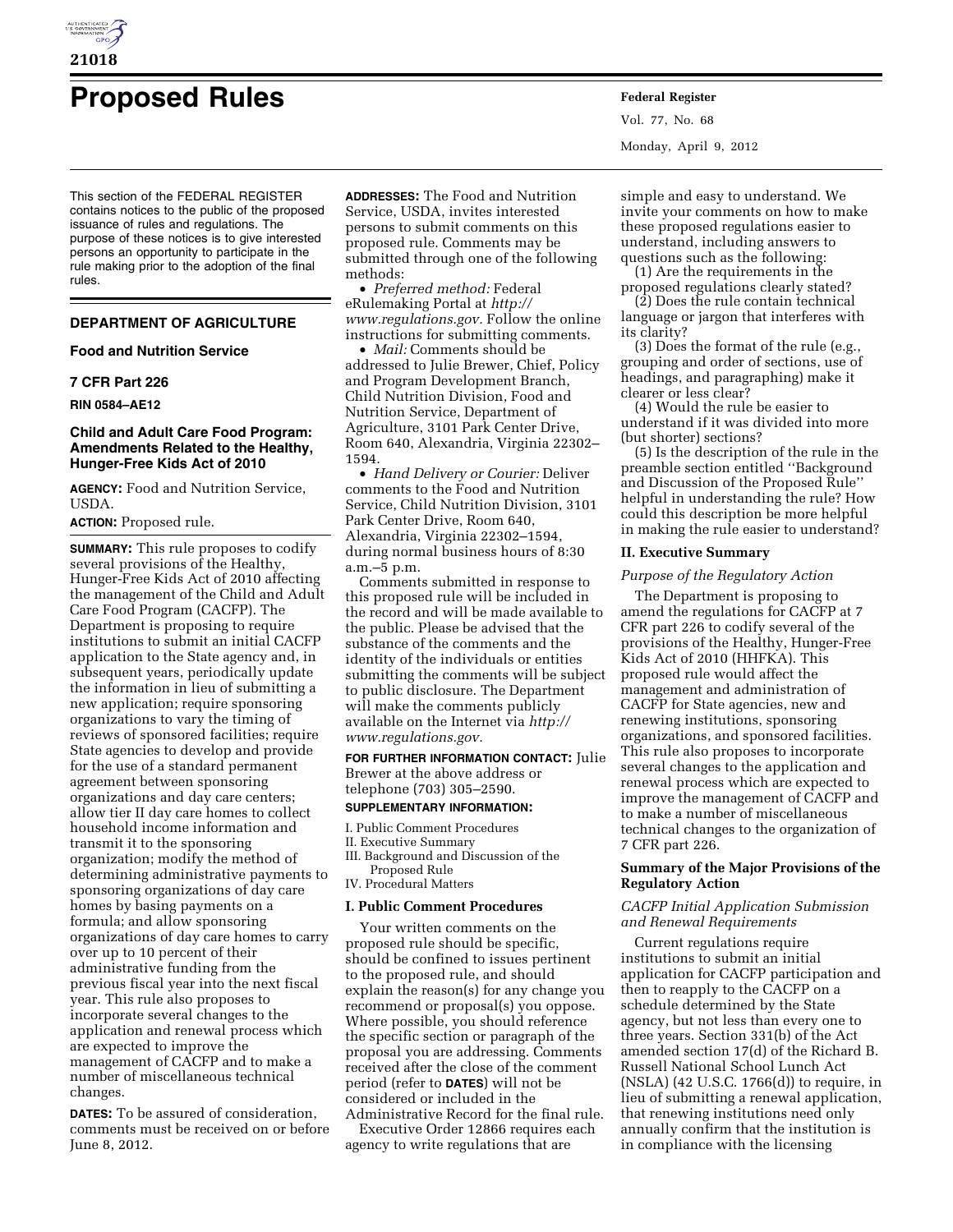# Proposed Rules

This section of the FEDERAL REGISTER contains notices to the public of the proposed issuance of rules and regulations. The purpose of these notices is to give interested persons an opportunity to participate in the rule making prior to the adoption of the final rules.

## DEPARTMENT OF AGRICULTURE

### Food and Nutrition Service

### 7 CFR Part 226

**RIN 0584–AE12**

### Child and Adult Care Food Program: Amendments Related to the Healthy, Hunger-Free Kids Act of 2010

**AGENCY:** Food and Nutrition Service, USDA.

**ACTION:** Proposed rule.

**SUMMARY:** This rule proposes to codify several of the provisions of the Healthy, Hunger-Free Kids Act of 2010 affecting the management of the Child and Adult Care Food Program (CACFP). The Department is proposing to require institutions to submit an initial CACFP application to the State agency and, in subsequent years, periodically update the information in lieu of submitting a new application; require sponsoring organizations to vary the timing of reviews of sponsored facilities; require State agencies to develop and provide for the use of a standard permanent agreement between sponsoring organizations and day care centers; allow tier II day care homes to collect household income information and transmit it to the sponsoring organization; modify the method of determining administrative payments to sponsoring organizations of day care homes by basing payments on a formula; and allow sponsoring organizations of day care homes to carry over up to 10 percent of their administrative funding from the previous fiscal year into the next fiscal year. This rule also proposes to incorporate several changes to the application and renewal process which are expected to improve the management of CACFP and to make a number of miscellaneous technical changes.

**DATES:** To be assured of consideration, comments must be received on or before June 8, 2012.

**ADDRESSES:** The Food and Nutrition Service, USDA, invites interested persons to submit comments on this proposed rule. Comments may be submitted through one of the following methods:

- *Preferred method:* Federal eRulemaking Portal at *http://www.regulations.gov.* Follow the online instructions for submitting comments.
- *Mail:* Comments should be addressed to Julie Brewer, Chief, Policy and Program Development Branch, Child Nutrition Division, Food and Nutrition Service, Department of Agriculture, 3101 Park Center Drive, Room 640, Alexandria, Virginia 22302–1594.
- *Hand Delivery or Courier:* Deliver comments to the Food and Nutrition Service, Child Nutrition Division, 3101 Park Center Drive, Room 640, Alexandria, Virginia 22302–1594, during normal business hours of 8:30 a.m.–5 p.m.

Comments submitted in response to this proposed rule will be included in the record and will be made available to the public. Please be advised that the substance of the comments and the identity of the individuals or entities submitting the comments will be subject to public disclosure. The Department will make the comments publicly available on the Internet via *http://www.regulations.gov.*

**FOR FURTHER INFORMATION CONTACT:** Julie Brewer at the above address or telephone (703) 305–2590.

**SUPPLEMENTARY INFORMATION:**

I. Public Comment Procedures
II. Executive Summary
III. Background and Discussion of the Proposed Rule
IV. Procedural Matters

## I. Public Comment Procedures

Your written comments on the proposed rule should be specific, should be confined to issues pertinent to the proposed rule, and should explain the reason(s) for any change you recommend or proposal(s) you oppose. Where possible, you should reference the specific section or paragraph of the proposal you are addressing. Comments received after the close of the comment period (refer to **DATES**) will not be considered or included in the Administrative Record for the final rule.

Executive Order 12866 requires each agency to write regulations that are simple and easy to understand. We invite your comments on how to make these proposed regulations easier to understand, including answers to questions such as the following:

(1) Are the requirements in the proposed regulations clearly stated?

(2) Does the rule contain technical language or jargon that interferes with its clarity?

(3) Does the format of the rule (e.g., grouping and order of sections, use of headings, and paragraphing) make it clearer or less clear?

(4) Would the rule be easier to understand if it was divided into more (but shorter) sections?

(5) Is the description of the rule in the preamble section entitled ''Background and Discussion of the Proposed Rule'' helpful in understanding the rule? How could this description be more helpful in making the rule easier to understand?

## II. Executive Summary

*Purpose of the Regulatory Action*

The Department is proposing to amend the regulations for CACFP at 7 CFR part 226 to codify several of the provisions of the Healthy, Hunger-Free Kids Act of 2010 (HHFKA). This proposed rule would affect the management and administration of CACFP for State agencies, new and renewing institutions, sponsoring organizations, and sponsored facilities. This rule also proposes to incorporate several changes to the application and renewal process which are expected to improve the management of CACFP and to make a number of miscellaneous technical changes to the organization of 7 CFR part 226.

### Summary of the Major Provisions of the Regulatory Action

*CACFP Initial Application Submission and Renewal Requirements*

Current regulations require institutions to submit an initial application for CACFP participation and then to reapply to the CACFP on a schedule determined by the State agency, but not less than every one to three years. Section 331(b) of the Act amended section 17(d) of the Richard B. Russell National School Lunch Act (NSLA) (42 U.S.C. 1766(d)) to require, in lieu of submitting a renewal application, that renewing institutions need only annually confirm that the institution is in compliance with the licensing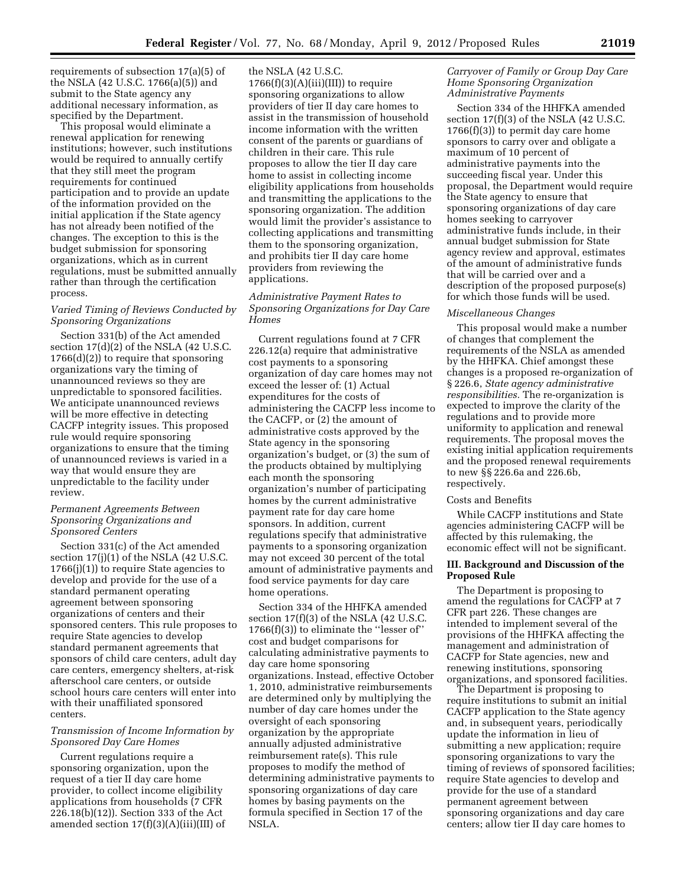requirements of subsection 17(a)(5) of the NSLA (42 U.S.C. 1766(a)(5)) and submit to the State agency any additional necessary information, as specified by the Department.

This proposal would eliminate a renewal application for renewing institutions; however, such institutions would be required to annually certify that they still meet the program requirements for continued participation and to provide an update of the information provided on the initial application if the State agency has not already been notified of the changes. The exception to this is the budget submission for sponsoring organizations, which as in current regulations, must be submitted annually rather than through the certification process.

*Varied Timing of Reviews Conducted by Sponsoring Organizations*

Section 331(b) of the Act amended section 17(d)(2) of the NSLA (42 U.S.C. 1766(d)(2)) to require that sponsoring organizations vary the timing of unannounced reviews so they are unpredictable to sponsored facilities. We anticipate unannounced reviews will be more effective in detecting CACFP integrity issues. This proposed rule would require sponsoring organizations to ensure that the timing of unannounced reviews is varied in a way that would ensure they are unpredictable to the facility under review.

*Permanent Agreements Between Sponsoring Organizations and Sponsored Centers*

Section 331(c) of the Act amended section 17(j)(1) of the NSLA (42 U.S.C. 1766(j)(1)) to require State agencies to develop and provide for the use of a standard permanent operating agreement between sponsoring organizations of centers and their sponsored centers. This rule proposes to require State agencies to develop standard permanent agreements that sponsors of child care centers, adult day care centers, emergency shelters, at-risk afterschool care centers, or outside school hours care centers will enter into with their unaffiliated sponsored centers.

*Transmission of Income Information by Sponsored Day Care Homes*

Current regulations require a sponsoring organization, upon the request of a tier II day care home provider, to collect income eligibility applications from households (7 CFR 226.18(b)(12)). Section 333 of the Act amended section 17(f)(3)(A)(iii)(III) of the NSLA (42 U.S.C. 1766(f)(3)(A)(iii)(III)) to require sponsoring organizations to allow providers of tier II day care homes to assist in the transmission of household income information with the written consent of the parents or guardians of children in their care. This rule proposes to allow the tier II day care home to assist in collecting income eligibility applications from households and transmitting the applications to the sponsoring organization. The addition would limit the provider's assistance to collecting applications and transmitting them to the sponsoring organization, and prohibits tier II day care home providers from reviewing the applications.

*Administrative Payment Rates to Sponsoring Organizations for Day Care Homes*

Current regulations found at 7 CFR 226.12(a) require that administrative cost payments to a sponsoring organization of day care homes may not exceed the lesser of: (1) Actual expenditures for the costs of administering the CACFP less income to the CACFP, or (2) the amount of administrative costs approved by the State agency in the sponsoring organization's budget, or (3) the sum of the products obtained by multiplying each month the sponsoring organization's number of participating homes by the current administrative payment rate for day care home sponsors. In addition, current regulations specify that administrative payments to a sponsoring organization may not exceed 30 percent of the total amount of administrative payments and food service payments for day care home operations.

Section 334 of the HHFKA amended section 17(f)(3) of the NSLA (42 U.S.C. 1766(f)(3)) to eliminate the ''lesser of'' cost and budget comparisons for calculating administrative payments to day care home sponsoring organizations. Instead, effective October 1, 2010, administrative reimbursements are determined only by multiplying the number of day care homes under the oversight of each sponsoring organization by the appropriate annually adjusted administrative reimbursement rate(s). This rule proposes to modify the method of determining administrative payments to sponsoring organizations of day care homes by basing payments on the formula specified in Section 17 of the NSLA.

*Carryover of Family or Group Day Care Home Sponsoring Organization Administrative Payments*

Section 334 of the HHFKA amended section 17(f)(3) of the NSLA (42 U.S.C. 1766(f)(3)) to permit day care home sponsors to carry over and obligate a maximum of 10 percent of administrative payments into the succeeding fiscal year. Under this proposal, the Department would require the State agency to ensure that sponsoring organizations of day care homes seeking to carryover administrative funds include, in their annual budget submission for State agency review and approval, estimates of the amount of administrative funds that will be carried over and a description of the proposed purpose(s) for which those funds will be used.

*Miscellaneous Changes*

This proposal would make a number of changes that complement the requirements of the NSLA as amended by the HHFKA. Chief amongst these changes is a proposed re-organization of § 226.6, *State agency administrative responsibilities.* The re-organization is expected to improve the clarity of the regulations and to provide more uniformity to application and renewal requirements. The proposal moves the existing initial application requirements and the proposed renewal requirements to new §§ 226.6a and 226.6b, respectively.

Costs and Benefits

While CACFP institutions and State agencies administering CACFP will be affected by this rulemaking, the economic effect will not be significant.

## III. Background and Discussion of the Proposed Rule

The Department is proposing to amend the regulations for CACFP at 7 CFR part 226. These changes are intended to implement several of the provisions of the HHFKA affecting the management and administration of CACFP for State agencies, new and renewing institutions, sponsoring organizations, and sponsored facilities.

The Department is proposing to require institutions to submit an initial CACFP application to the State agency and, in subsequent years, periodically update the information in lieu of submitting a new application; require sponsoring organizations to vary the timing of reviews of sponsored facilities; require State agencies to develop and provide for the use of a standard permanent agreement between sponsoring organizations and day care centers; allow tier II day care homes to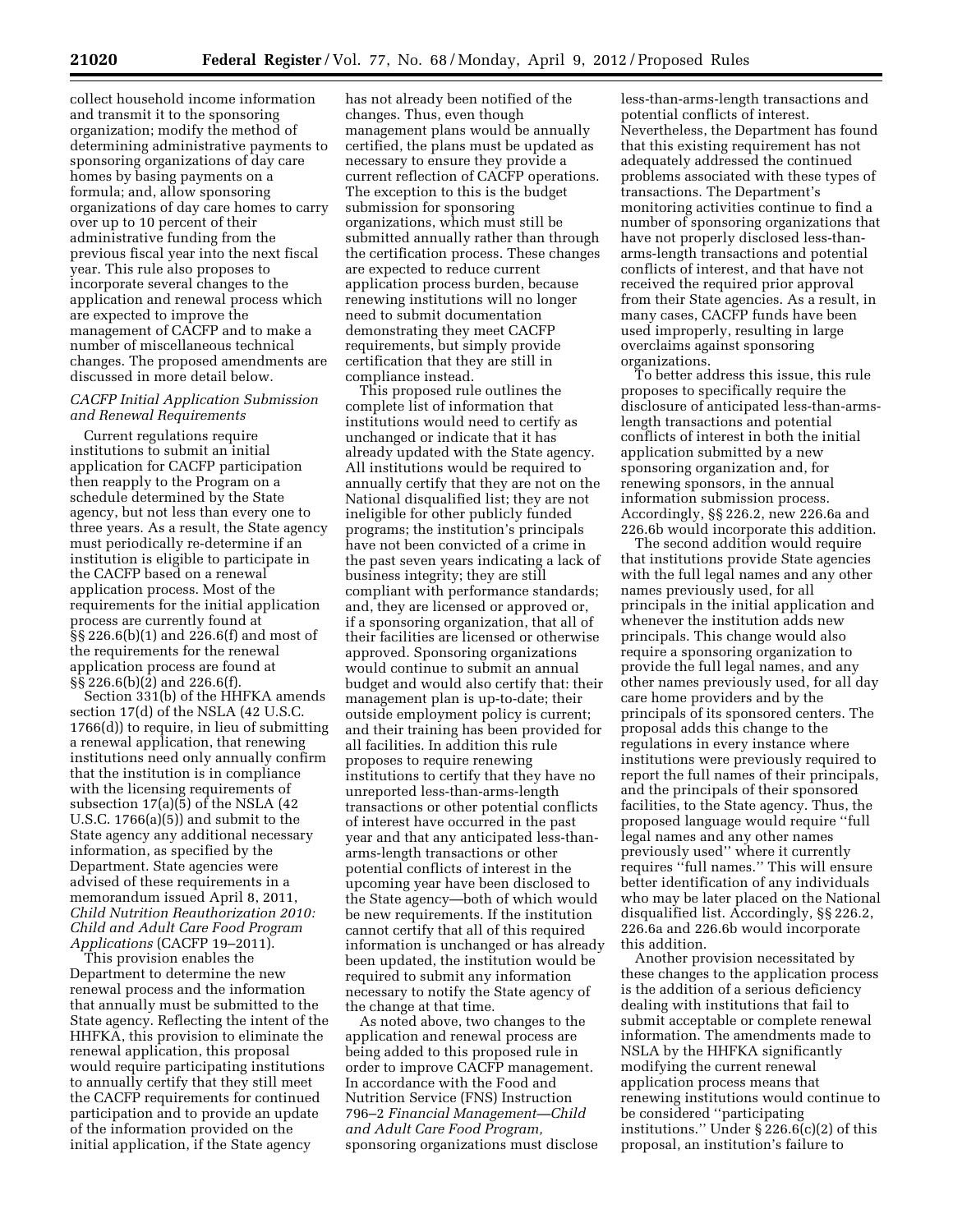collect household income information and transmit it to the sponsoring organization; modify the method of determining administrative payments to sponsoring organizations of day care homes by basing payments on a formula; and, allow sponsoring organizations of day care homes to carry over up to 10 percent of their administrative funding from the previous fiscal year into the next fiscal year. This rule also proposes to incorporate several changes to the application and renewal process which are expected to improve the management of CACFP and to make a number of miscellaneous technical changes. The proposed amendments are discussed in more detail below.

### *CACFP Initial Application Submission and Renewal Requirements*

Current regulations require institutions to submit an initial application for CACFP participation then reapply to the Program on a schedule determined by the State agency, but not less than every one to three years. As a result, the State agency must periodically re-determine if an institution is eligible to participate in the CACFP based on a renewal application process. Most of the requirements for the initial application process are currently found at §§ 226.6(b)(1) and 226.6(f) and most of the requirements for the renewal application process are found at §§ 226.6(b)(2) and 226.6(f).

Section 331(b) of the HHFKA amends section 17(d) of the NSLA (42 U.S.C. 1766(d)) to require, in lieu of submitting a renewal application, that renewing institutions need only annually confirm that the institution is in compliance with the licensing requirements of subsection 17(a)(5) of the NSLA (42 U.S.C. 1766(a)(5)) and submit to the State agency any additional necessary information, as specified by the Department. State agencies were advised of these requirements in a memorandum issued April 8, 2011, *Child Nutrition Reauthorization 2010: Child and Adult Care Food Program Applications* (CACFP 19–2011).

This provision enables the Department to determine the new renewal process and the information that annually must be submitted to the State agency. Reflecting the intent of the HHFKA, this provision to eliminate the renewal application, this proposal would require participating institutions to annually certify that they still meet the CACFP requirements for continued participation and to provide an update of the information provided on the initial application, if the State agency has not already been notified of the changes. Thus, even though management plans would be annually certified, the plans must be updated as necessary to ensure they provide a current reflection of CACFP operations. The exception to this is the budget submission for sponsoring organizations, which must still be submitted annually rather than through the certification process. These changes are expected to reduce current application process burden, because renewing institutions will no longer need to submit documentation demonstrating they meet CACFP requirements, but simply provide certification that they are still in compliance instead.

This proposed rule outlines the complete list of information that institutions would need to certify as unchanged or indicate that it has already updated with the State agency. All institutions would be required to annually certify that they are not on the National disqualified list; they are not ineligible for other publicly funded programs; the institution's principals have not been convicted of a crime in the past seven years indicating a lack of business integrity; they are still compliant with performance standards; and, they are licensed or approved or, if a sponsoring organization, that all of their facilities are licensed or otherwise approved. Sponsoring organizations would continue to submit an annual budget and would also certify that: their management plan is up-to-date; their outside employment policy is current; and their training has been provided for all facilities. In addition this rule proposes to require renewing institutions to certify that they have no unreported less-than-arms-length transactions or other potential conflicts of interest have occurred in the past year and that any anticipated less-than-arms-length transactions or other potential conflicts of interest in the upcoming year have been disclosed to the State agency—both of which would be new requirements. If the institution cannot certify that all of this required information is unchanged or has already been updated, the institution would be required to submit any information necessary to notify the State agency of the change at that time.

As noted above, two changes to the application and renewal process are being added to this proposed rule in order to improve CACFP management. In accordance with the Food and Nutrition Service (FNS) Instruction 796–2 *Financial Management—Child and Adult Care Food Program,* sponsoring organizations must disclose less-than-arms-length transactions and potential conflicts of interest. Nevertheless, the Department has found that this existing requirement has not adequately addressed the continued problems associated with these types of transactions. The Department's monitoring activities continue to find a number of sponsoring organizations that have not properly disclosed less-than-arms-length transactions and potential conflicts of interest, and that have not received the required prior approval from their State agencies. As a result, in many cases, CACFP funds have been used improperly, resulting in large overclaims against sponsoring organizations.

To better address this issue, this rule proposes to specifically require the disclosure of anticipated less-than-arms-length transactions and potential conflicts of interest in both the initial application submitted by a new sponsoring organization and, for renewing sponsors, in the annual information submission process. Accordingly, §§ 226.2, new 226.6a and 226.6b would incorporate this addition.

The second addition would require that institutions provide State agencies with the full legal names and any other names previously used, for all principals in the initial application and whenever the institution adds new principals. This change would also require a sponsoring organization to provide the full legal names, and any other names previously used, for all day care home providers and by the principals of its sponsored centers. The proposal adds this change to the regulations in every instance where institutions were previously required to report the full names of their principals, and the principals of their sponsored facilities, to the State agency. Thus, the proposed language would require "full legal names and any other names previously used" where it currently requires "full names." This will ensure better identification of any individuals who may be later placed on the National disqualified list. Accordingly, §§ 226.2, 226.6a and 226.6b would incorporate this addition.

Another provision necessitated by these changes to the application process is the addition of a serious deficiency dealing with institutions that fail to submit acceptable or complete renewal information. The amendments made to NSLA by the HHFKA significantly modifying the current renewal application process means that renewing institutions would continue to be considered "participating institutions." Under § 226.6(c)(2) of this proposal, an institution's failure to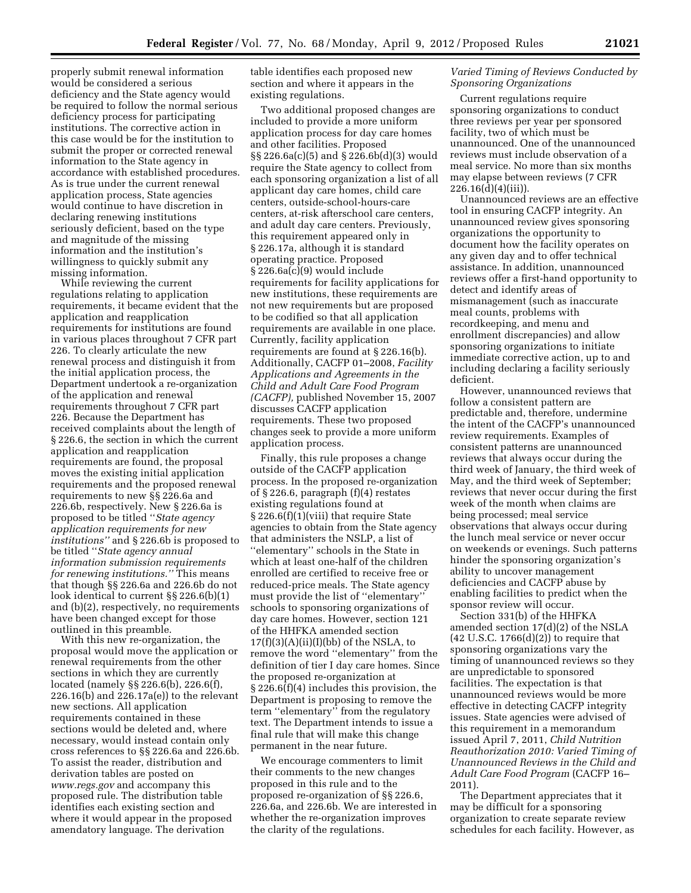properly submit renewal information would be considered a serious deficiency and the State agency would be required to follow the normal serious deficiency process for participating institutions. The corrective action in this case would be for the institution to submit the proper or corrected renewal information to the State agency in accordance with established procedures. As is true under the current renewal application process, State agencies would continue to have discretion in declaring renewing institutions seriously deficient, based on the type and magnitude of the missing information and the institution's willingness to quickly submit any missing information.

While reviewing the current regulations relating to application requirements, it became evident that the application and reapplication requirements for institutions are found in various places throughout 7 CFR part 226. To clearly articulate the new renewal process and distinguish it from the initial application process, the Department undertook a re-organization of the application and renewal requirements throughout 7 CFR part 226. Because the Department has received complaints about the length of § 226.6, the section in which the current application and reapplication requirements are found, the proposal moves the existing initial application requirements and the proposed renewal requirements to new §§ 226.6a and 226.6b, respectively. New § 226.6a is proposed to be titled ''*State agency application requirements for new institutions''* and § 226.6b is proposed to be titled ''*State agency annual information submission requirements for renewing institutions.''* This means that though §§ 226.6a and 226.6b do not look identical to current §§ 226.6(b)(1) and (b)(2), respectively, no requirements have been changed except for those outlined in this preamble.

With this new re-organization, the proposal would move the application or renewal requirements from the other sections in which they are currently located (namely §§ 226.6(b), 226.6(f), 226.16(b) and 226.17a(e)) to the relevant new sections. All application requirements contained in these sections would be deleted and, where necessary, would instead contain only cross references to §§ 226.6a and 226.6b. To assist the reader, distribution and derivation tables are posted on *www.regs.gov* and accompany this proposed rule. The distribution table identifies each existing section and where it would appear in the proposed amendatory language. The derivation table identifies each proposed new section and where it appears in the existing regulations.

Two additional proposed changes are included to provide a more uniform application process for day care homes and other facilities. Proposed §§ 226.6a(c)(5) and § 226.6b(d)(3) would require the State agency to collect from each sponsoring organization a list of all applicant day care homes, child care centers, outside-school-hours-care centers, at-risk afterschool care centers, and adult day care centers. Previously, this requirement appeared only in § 226.17a, although it is standard operating practice. Proposed § 226.6a(c)(9) would include requirements for facility applications for new institutions, these requirements are not new requirements but are proposed to be codified so that all application requirements are available in one place. Currently, facility application requirements are found at § 226.16(b). Additionally, CACFP 01–2008, *Facility Applications and Agreements in the Child and Adult Care Food Program (CACFP),* published November 15, 2007 discusses CACFP application requirements. These two proposed changes seek to provide a more uniform application process.

Finally, this rule proposes a change outside of the CACFP application process. In the proposed re-organization of § 226.6, paragraph (f)(4) restates existing regulations found at § 226.6(f)(1)(viii) that require State agencies to obtain from the State agency that administers the NSLP, a list of ''elementary'' schools in the State in which at least one-half of the children enrolled are certified to receive free or reduced-price meals. The State agency must provide the list of ''elementary'' schools to sponsoring organizations of day care homes. However, section 121 of the HHFKA amended section 17(f)(3)(A)(ii)(I)(bb) of the NSLA, to remove the word ''elementary'' from the definition of tier I day care homes. Since the proposed re-organization at § 226.6(f)(4) includes this provision, the Department is proposing to remove the term ''elementary'' from the regulatory text. The Department intends to issue a final rule that will make this change permanent in the near future.

We encourage commenters to limit their comments to the new changes proposed in this rule and to the proposed re-organization of §§ 226.6, 226.6a, and 226.6b. We are interested in whether the re-organization improves the clarity of the regulations.

*Varied Timing of Reviews Conducted by Sponsoring Organizations*

Current regulations require sponsoring organizations to conduct three reviews per year per sponsored facility, two of which must be unannounced. One of the unannounced reviews must include observation of a meal service. No more than six months may elapse between reviews (7 CFR 226.16(d)(4)(iii)).

Unannounced reviews are an effective tool in ensuring CACFP integrity. An unannounced review gives sponsoring organizations the opportunity to document how the facility operates on any given day and to offer technical assistance. In addition, unannounced reviews offer a first-hand opportunity to detect and identify areas of mismanagement (such as inaccurate meal counts, problems with recordkeeping, and menu and enrollment discrepancies) and allow sponsoring organizations to initiate immediate corrective action, up to and including declaring a facility seriously deficient.

However, unannounced reviews that follow a consistent pattern are predictable and, therefore, undermine the intent of the CACFP's unannounced review requirements. Examples of consistent patterns are unannounced reviews that always occur during the third week of January, the third week of May, and the third week of September; reviews that never occur during the first week of the month when claims are being processed; meal service observations that always occur during the lunch meal service or never occur on weekends or evenings. Such patterns hinder the sponsoring organization's ability to uncover management deficiencies and CACFP abuse by enabling facilities to predict when the sponsor review will occur.

Section 331(b) of the HHFKA amended section 17(d)(2) of the NSLA (42 U.S.C. 1766(d)(2)) to require that sponsoring organizations vary the timing of unannounced reviews so they are unpredictable to sponsored facilities. The expectation is that unannounced reviews would be more effective in detecting CACFP integrity issues. State agencies were advised of this requirement in a memorandum issued April 7, 2011, *Child Nutrition Reauthorization 2010: Varied Timing of Unannounced Reviews in the Child and Adult Care Food Program* (CACFP 16–2011).

The Department appreciates that it may be difficult for a sponsoring organization to create separate review schedules for each facility. However, as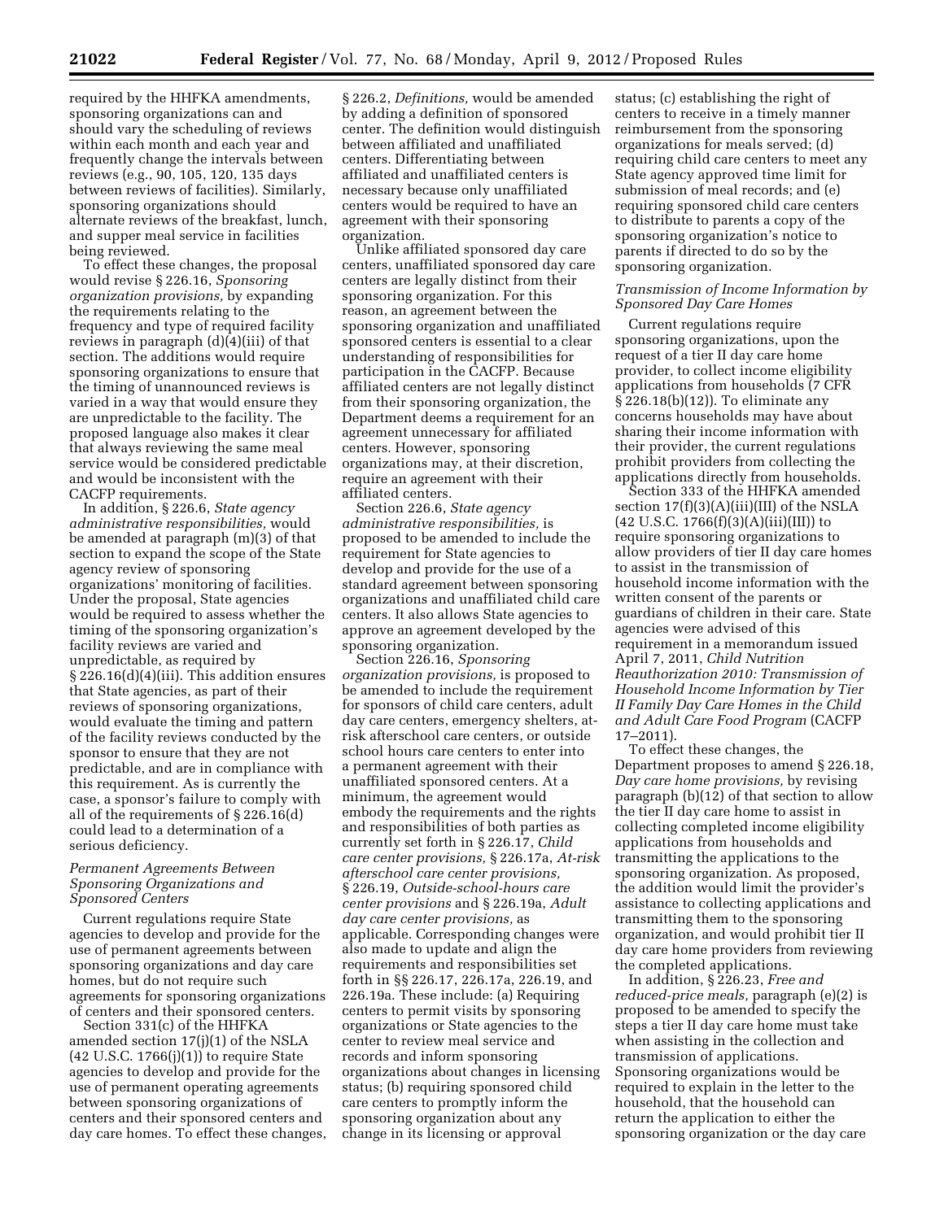required by the HHFKA amendments, sponsoring organizations can and should vary the scheduling of reviews within each month and each year and frequently change the intervals between reviews (e.g., 90, 105, 120, 135 days between reviews of facilities). Similarly, sponsoring organizations should alternate reviews of the breakfast, lunch, and supper meal service in facilities being reviewed.

To effect these changes, the proposal would revise § 226.16, *Sponsoring organization provisions,* by expanding the requirements relating to the frequency and type of required facility reviews in paragraph (d)(4)(iii) of that section. The additions would require sponsoring organizations to ensure that the timing of unannounced reviews is varied in a way that would ensure they are unpredictable to the facility. The proposed language also makes it clear that always reviewing the same meal service would be considered predictable and would be inconsistent with the CACFP requirements.

In addition, § 226.6, *State agency administrative responsibilities,* would be amended at paragraph (m)(3) of that section to expand the scope of the State agency review of sponsoring organizations' monitoring of facilities. Under the proposal, State agencies would be required to assess whether the timing of the sponsoring organization's facility reviews are varied and unpredictable, as required by § 226.16(d)(4)(iii). This addition ensures that State agencies, as part of their reviews of sponsoring organizations, would evaluate the timing and pattern of the facility reviews conducted by the sponsor to ensure that they are not predictable, and are in compliance with this requirement. As is currently the case, a sponsor's failure to comply with all of the requirements of § 226.16(d) could lead to a determination of a serious deficiency.

### *Permanent Agreements Between Sponsoring Organizations and Sponsored Centers*

Current regulations require State agencies to develop and provide for the use of permanent agreements between sponsoring organizations and day care homes, but do not require such agreements for sponsoring organizations of centers and their sponsored centers.

Section 331(c) of the HHFKA amended section 17(j)(1) of the NSLA (42 U.S.C. 1766(j)(1)) to require State agencies to develop and provide for the use of permanent operating agreements between sponsoring organizations of centers and their sponsored centers and day care homes. To effect these changes, § 226.2, *Definitions,* would be amended by adding a definition of sponsored center. The definition would distinguish between affiliated and unaffiliated centers. Differentiating between affiliated and unaffiliated centers is necessary because only unaffiliated centers would be required to have an agreement with their sponsoring organization.

Unlike affiliated sponsored day care centers, unaffiliated sponsored day care centers are legally distinct from their sponsoring organization. For this reason, an agreement between the sponsoring organization and unaffiliated sponsored centers is essential to a clear understanding of responsibilities for participation in the CACFP. Because affiliated centers are not legally distinct from their sponsoring organization, the Department deems a requirement for an agreement unnecessary for affiliated centers. However, sponsoring organizations may, at their discretion, require an agreement with their affiliated centers.

Section 226.6, *State agency administrative responsibilities,* is proposed to be amended to include the requirement for State agencies to develop and provide for the use of a standard agreement between sponsoring organizations and unaffiliated child care centers. It also allows State agencies to approve an agreement developed by the sponsoring organization.

Section 226.16, *Sponsoring organization provisions,* is proposed to be amended to include the requirement for sponsors of child care centers, adult day care centers, emergency shelters, at-risk afterschool care centers, or outside school hours care centers to enter into a permanent agreement with their unaffiliated sponsored centers. At a minimum, the agreement would embody the requirements and the rights and responsibilities of both parties as currently set forth in § 226.17, *Child care center provisions,* § 226.17a, *At-risk afterschool care center provisions,* § 226.19, *Outside-school-hours care center provisions* and § 226.19a, *Adult day care center provisions,* as applicable. Corresponding changes were also made to update and align the requirements and responsibilities set forth in §§ 226.17, 226.17a, 226.19, and 226.19a. These include: (a) Requiring centers to permit visits by sponsoring organizations or State agencies to the center to review meal service and records and inform sponsoring organizations about changes in licensing status; (b) requiring sponsored child care centers to promptly inform the sponsoring organization about any change in its licensing or approval status; (c) establishing the right of centers to receive in a timely manner reimbursement from the sponsoring organizations for meals served; (d) requiring child care centers to meet any State agency approved time limit for submission of meal records; and (e) requiring sponsored child care centers to distribute to parents a copy of the sponsoring organization's notice to parents if directed to do so by the sponsoring organization.

### *Transmission of Income Information by Sponsored Day Care Homes*

Current regulations require sponsoring organizations, upon the request of a tier II day care home provider, to collect income eligibility applications from households (7 CFR § 226.18(b)(12)). To eliminate any concerns households may have about sharing their income information with their provider, the current regulations prohibit providers from collecting the applications directly from households.

Section 333 of the HHFKA amended section 17(f)(3)(A)(iii)(III) of the NSLA (42 U.S.C. 1766(f)(3)(A)(iii)(III)) to require sponsoring organizations to allow providers of tier II day care homes to assist in the transmission of household income information with the written consent of the parents or guardians of children in their care. State agencies were advised of this requirement in a memorandum issued April 7, 2011, *Child Nutrition Reauthorization 2010: Transmission of Household Income Information by Tier II Family Day Care Homes in the Child and Adult Care Food Program* (CACFP 17–2011).

To effect these changes, the Department proposes to amend § 226.18, *Day care home provisions,* by revising paragraph (b)(12) of that section to allow the tier II day care home to assist in collecting completed income eligibility applications from households and transmitting the applications to the sponsoring organization. As proposed, the addition would limit the provider's assistance to collecting applications and transmitting them to the sponsoring organization, and would prohibit tier II day care home providers from reviewing the completed applications.

In addition, § 226.23, *Free and reduced-price meals,* paragraph (e)(2) is proposed to be amended to specify the steps a tier II day care home must take when assisting in the collection and transmission of applications. Sponsoring organizations would be required to explain in the letter to the household, that the household can return the application to either the sponsoring organization or the day care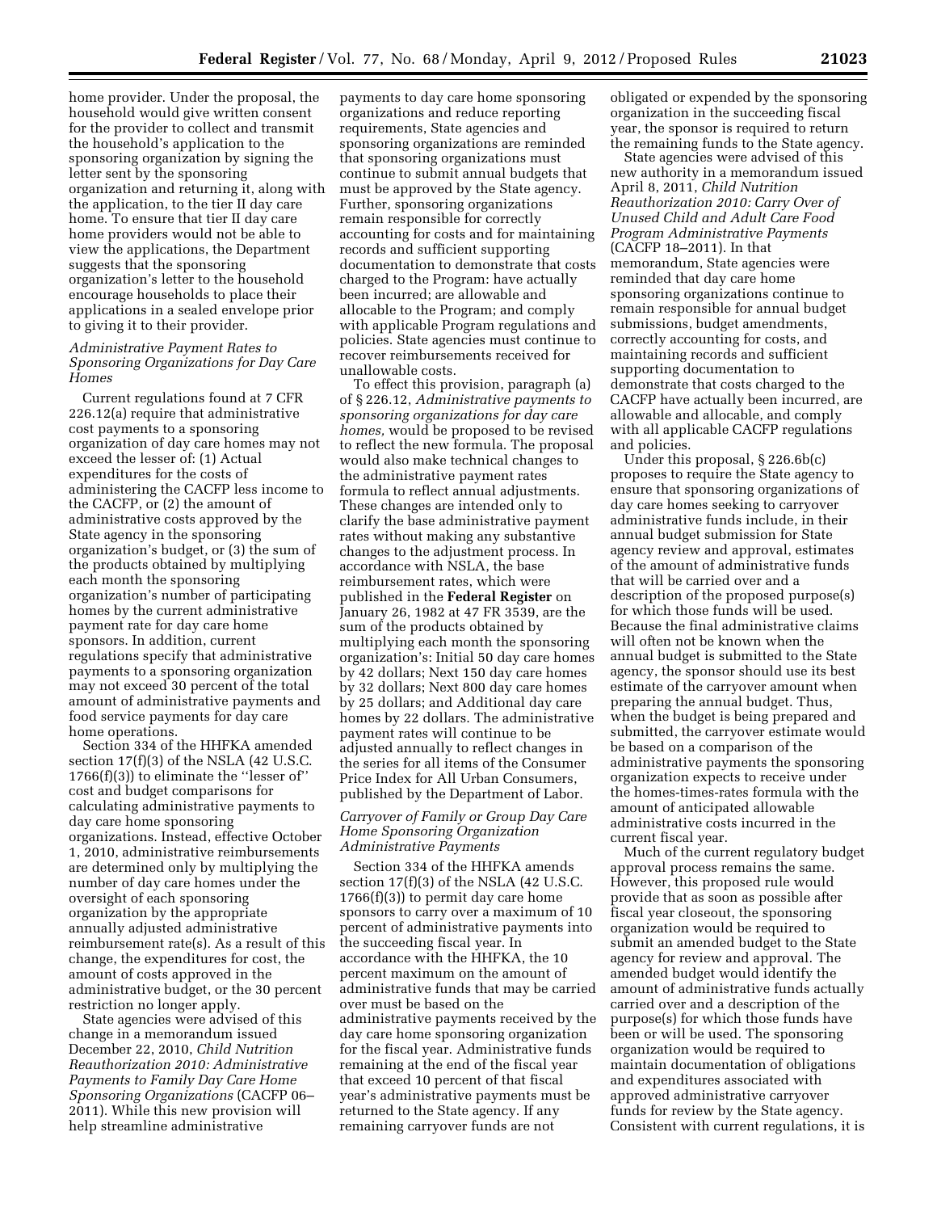home provider. Under the proposal, the household would give written consent for the provider to collect and transmit the household's application to the sponsoring organization by signing the letter sent by the sponsoring organization and returning it, along with the application, to the tier II day care home. To ensure that tier II day care home providers would not be able to view the applications, the Department suggests that the sponsoring organization's letter to the household encourage households to place their applications in a sealed envelope prior to giving it to their provider.

### *Administrative Payment Rates to Sponsoring Organizations for Day Care Homes*

Current regulations found at 7 CFR 226.12(a) require that administrative cost payments to a sponsoring organization of day care homes may not exceed the lesser of: (1) Actual expenditures for the costs of administering the CACFP less income to the CACFP, or (2) the amount of administrative costs approved by the State agency in the sponsoring organization's budget, or (3) the sum of the products obtained by multiplying each month the sponsoring organization's number of participating homes by the current administrative payment rate for day care home sponsors. In addition, current regulations specify that administrative payments to a sponsoring organization may not exceed 30 percent of the total amount of administrative payments and food service payments for day care home operations.

Section 334 of the HHFKA amended section 17(f)(3) of the NSLA (42 U.S.C. 1766(f)(3)) to eliminate the ''lesser of'' cost and budget comparisons for calculating administrative payments to day care home sponsoring organizations. Instead, effective October 1, 2010, administrative reimbursements are determined only by multiplying the number of day care homes under the oversight of each sponsoring organization by the appropriate annually adjusted administrative reimbursement rate(s). As a result of this change, the expenditures for cost, the amount of costs approved in the administrative budget, or the 30 percent restriction no longer apply.

State agencies were advised of this change in a memorandum issued December 22, 2010, *Child Nutrition Reauthorization 2010: Administrative Payments to Family Day Care Home Sponsoring Organizations* (CACFP 06–2011). While this new provision will help streamline administrative payments to day care home sponsoring organizations and reduce reporting requirements, State agencies and sponsoring organizations are reminded that sponsoring organizations must continue to submit annual budgets that must be approved by the State agency. Further, sponsoring organizations remain responsible for correctly accounting for costs and for maintaining records and sufficient supporting documentation to demonstrate that costs charged to the Program: have actually been incurred; are allowable and allocable to the Program; and comply with applicable Program regulations and policies. State agencies must continue to recover reimbursements received for unallowable costs.

To effect this provision, paragraph (a) of § 226.12, *Administrative payments to sponsoring organizations for day care homes,* would be proposed to be revised to reflect the new formula. The proposal would also make technical changes to the administrative payment rates formula to reflect annual adjustments. These changes are intended only to clarify the base administrative payment rates without making any substantive changes to the adjustment process. In accordance with NSLA, the base reimbursement rates, which were published in the **Federal Register** on January 26, 1982 at 47 FR 3539, are the sum of the products obtained by multiplying each month the sponsoring organization's: Initial 50 day care homes by 42 dollars; Next 150 day care homes by 32 dollars; Next 800 day care homes by 25 dollars; and Additional day care homes by 22 dollars. The administrative payment rates will continue to be adjusted annually to reflect changes in the series for all items of the Consumer Price Index for All Urban Consumers, published by the Department of Labor.

### *Carryover of Family or Group Day Care Home Sponsoring Organization Administrative Payments*

Section 334 of the HHFKA amends section 17(f)(3) of the NSLA (42 U.S.C. 1766(f)(3)) to permit day care home sponsors to carry over a maximum of 10 percent of administrative payments into the succeeding fiscal year. In accordance with the HHFKA, the 10 percent maximum on the amount of administrative funds that may be carried over must be based on the administrative payments received by the day care home sponsoring organization for the fiscal year. Administrative funds remaining at the end of the fiscal year that exceed 10 percent of that fiscal year's administrative payments must be returned to the State agency. If any remaining carryover funds are not obligated or expended by the sponsoring organization in the succeeding fiscal year, the sponsor is required to return the remaining funds to the State agency.

State agencies were advised of this new authority in a memorandum issued April 8, 2011, *Child Nutrition Reauthorization 2010: Carry Over of Unused Child and Adult Care Food Program Administrative Payments* (CACFP 18–2011). In that memorandum, State agencies were reminded that day care home sponsoring organizations continue to remain responsible for annual budget submissions, budget amendments, correctly accounting for costs, and maintaining records and sufficient supporting documentation to demonstrate that costs charged to the CACFP have actually been incurred, are allowable and allocable, and comply with all applicable CACFP regulations and policies.

Under this proposal, § 226.6b(c) proposes to require the State agency to ensure that sponsoring organizations of day care homes seeking to carryover administrative funds include, in their annual budget submission for State agency review and approval, estimates of the amount of administrative funds that will be carried over and a description of the proposed purpose(s) for which those funds will be used. Because the final administrative claims will often not be known when the annual budget is submitted to the State agency, the sponsor should use its best estimate of the carryover amount when preparing the annual budget. Thus, when the budget is being prepared and submitted, the carryover estimate would be based on a comparison of the administrative payments the sponsoring organization expects to receive under the homes-times-rates formula with the amount of anticipated allowable administrative costs incurred in the current fiscal year.

Much of the current regulatory budget approval process remains the same. However, this proposed rule would provide that as soon as possible after fiscal year closeout, the sponsoring organization would be required to submit an amended budget to the State agency for review and approval. The amended budget would identify the amount of administrative funds actually carried over and a description of the purpose(s) for which those funds have been or will be used. The sponsoring organization would be required to maintain documentation of obligations and expenditures associated with approved administrative carryover funds for review by the State agency. Consistent with current regulations, it is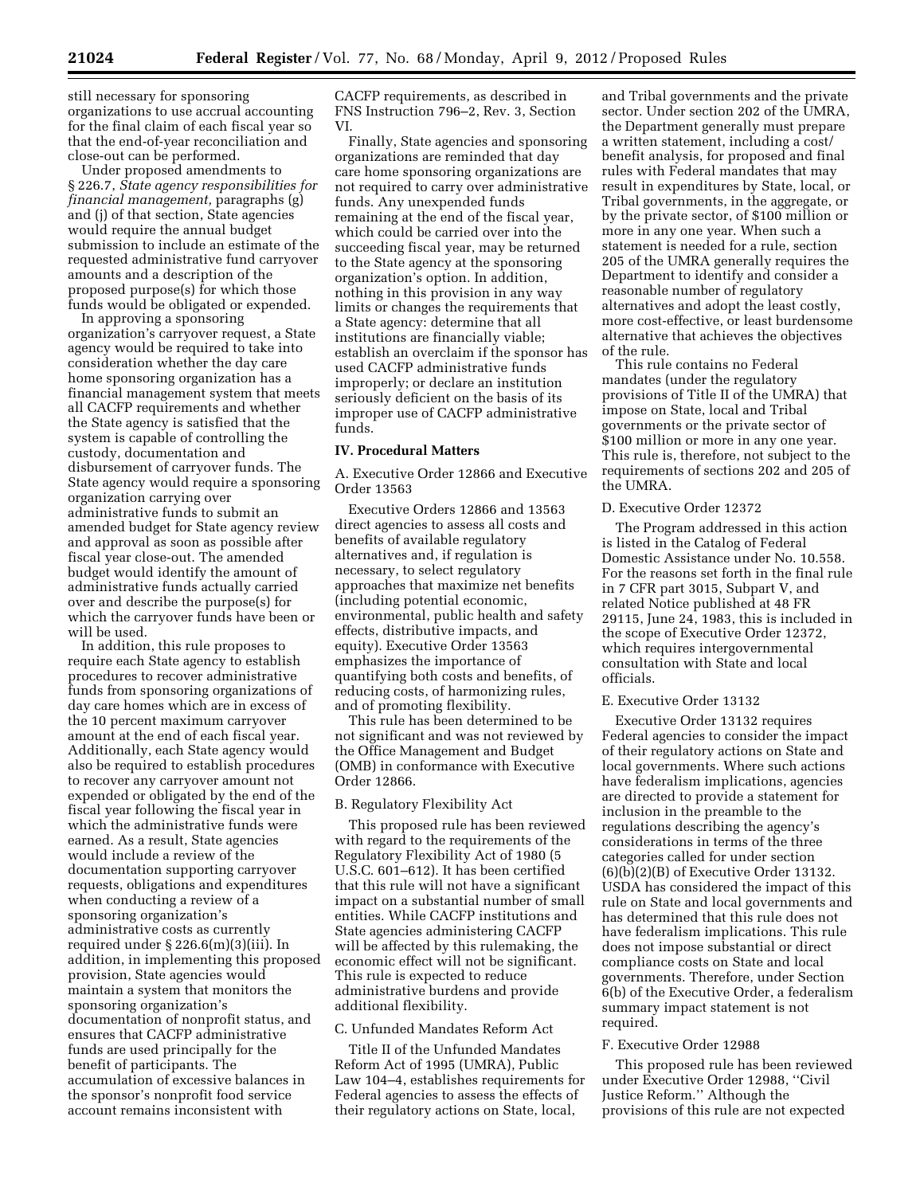still necessary for sponsoring organizations to use accrual accounting for the final claim of each fiscal year so that the end-of-year reconciliation and close-out can be performed.

Under proposed amendments to § 226.7, *State agency responsibilities for financial management,* paragraphs (g) and (j) of that section, State agencies would require the annual budget submission to include an estimate of the requested administrative fund carryover amounts and a description of the proposed purpose(s) for which those funds would be obligated or expended.

In approving a sponsoring organization's carryover request, a State agency would be required to take into consideration whether the day care home sponsoring organization has a financial management system that meets all CACFP requirements and whether the State agency is satisfied that the system is capable of controlling the custody, documentation and disbursement of carryover funds. The State agency would require a sponsoring organization carrying over administrative funds to submit an amended budget for State agency review and approval as soon as possible after fiscal year close-out. The amended budget would identify the amount of administrative funds actually carried over and describe the purpose(s) for which the carryover funds have been or will be used.

In addition, this rule proposes to require each State agency to establish procedures to recover administrative funds from sponsoring organizations of day care homes which are in excess of the 10 percent maximum carryover amount at the end of each fiscal year. Additionally, each State agency would also be required to establish procedures to recover any carryover amount not expended or obligated by the end of the fiscal year following the fiscal year in which the administrative funds were earned. As a result, State agencies would include a review of the documentation supporting carryover requests, obligations and expenditures when conducting a review of a sponsoring organization's administrative costs as currently required under § 226.6(m)(3)(iii). In addition, in implementing this proposed provision, State agencies would maintain a system that monitors the sponsoring organization's documentation of nonprofit status, and ensures that CACFP administrative funds are used principally for the benefit of participants. The accumulation of excessive balances in the sponsor's nonprofit food service account remains inconsistent with CACFP requirements, as described in FNS Instruction 796–2, Rev. 3, Section VI.

Finally, State agencies and sponsoring organizations are reminded that day care home sponsoring organizations are not required to carry over administrative funds. Any unexpended funds remaining at the end of the fiscal year, which could be carried over into the succeeding fiscal year, may be returned to the State agency at the sponsoring organization's option. In addition, nothing in this provision in any way limits or changes the requirements that a State agency: determine that all institutions are financially viable; establish an overclaim if the sponsor has used CACFP administrative funds improperly; or declare an institution seriously deficient on the basis of its improper use of CACFP administrative funds.

## IV. Procedural Matters

### A. Executive Order 12866 and Executive Order 13563

Executive Orders 12866 and 13563 direct agencies to assess all costs and benefits of available regulatory alternatives and, if regulation is necessary, to select regulatory approaches that maximize net benefits (including potential economic, environmental, public health and safety effects, distributive impacts, and equity). Executive Order 13563 emphasizes the importance of quantifying both costs and benefits, of reducing costs, of harmonizing rules, and of promoting flexibility.

This rule has been determined to be not significant and was not reviewed by the Office Management and Budget (OMB) in conformance with Executive Order 12866.

### B. Regulatory Flexibility Act

This proposed rule has been reviewed with regard to the requirements of the Regulatory Flexibility Act of 1980 (5 U.S.C. 601–612). It has been certified that this rule will not have a significant impact on a substantial number of small entities. While CACFP institutions and State agencies administering CACFP will be affected by this rulemaking, the economic effect will not be significant. This rule is expected to reduce administrative burdens and provide additional flexibility.

### C. Unfunded Mandates Reform Act

Title II of the Unfunded Mandates Reform Act of 1995 (UMRA), Public Law 104–4, establishes requirements for Federal agencies to assess the effects of their regulatory actions on State, local, and Tribal governments and the private sector. Under section 202 of the UMRA, the Department generally must prepare a written statement, including a cost/benefit analysis, for proposed and final rules with Federal mandates that may result in expenditures by State, local, or Tribal governments, in the aggregate, or by the private sector, of $100 million or more in any one year. When such a statement is needed for a rule, section 205 of the UMRA generally requires the Department to identify and consider a reasonable number of regulatory alternatives and adopt the least costly, more cost-effective, or least burdensome alternative that achieves the objectives of the rule.

This rule contains no Federal mandates (under the regulatory provisions of Title II of the UMRA) that impose on State, local and Tribal governments or the private sector of $100 million or more in any one year. This rule is, therefore, not subject to the requirements of sections 202 and 205 of the UMRA.

### D. Executive Order 12372

The Program addressed in this action is listed in the Catalog of Federal Domestic Assistance under No. 10.558. For the reasons set forth in the final rule in 7 CFR part 3015, Subpart V, and related Notice published at 48 FR 29115, June 24, 1983, this is included in the scope of Executive Order 12372, which requires intergovernmental consultation with State and local officials.

### E. Executive Order 13132

Executive Order 13132 requires Federal agencies to consider the impact of their regulatory actions on State and local governments. Where such actions have federalism implications, agencies are directed to provide a statement for inclusion in the preamble to the regulations describing the agency's considerations in terms of the three categories called for under section (6)(b)(2)(B) of Executive Order 13132. USDA has considered the impact of this rule on State and local governments and has determined that this rule does not have federalism implications. This rule does not impose substantial or direct compliance costs on State and local governments. Therefore, under Section 6(b) of the Executive Order, a federalism summary impact statement is not required.

### F. Executive Order 12988

This proposed rule has been reviewed under Executive Order 12988, "Civil Justice Reform." Although the provisions of this rule are not expected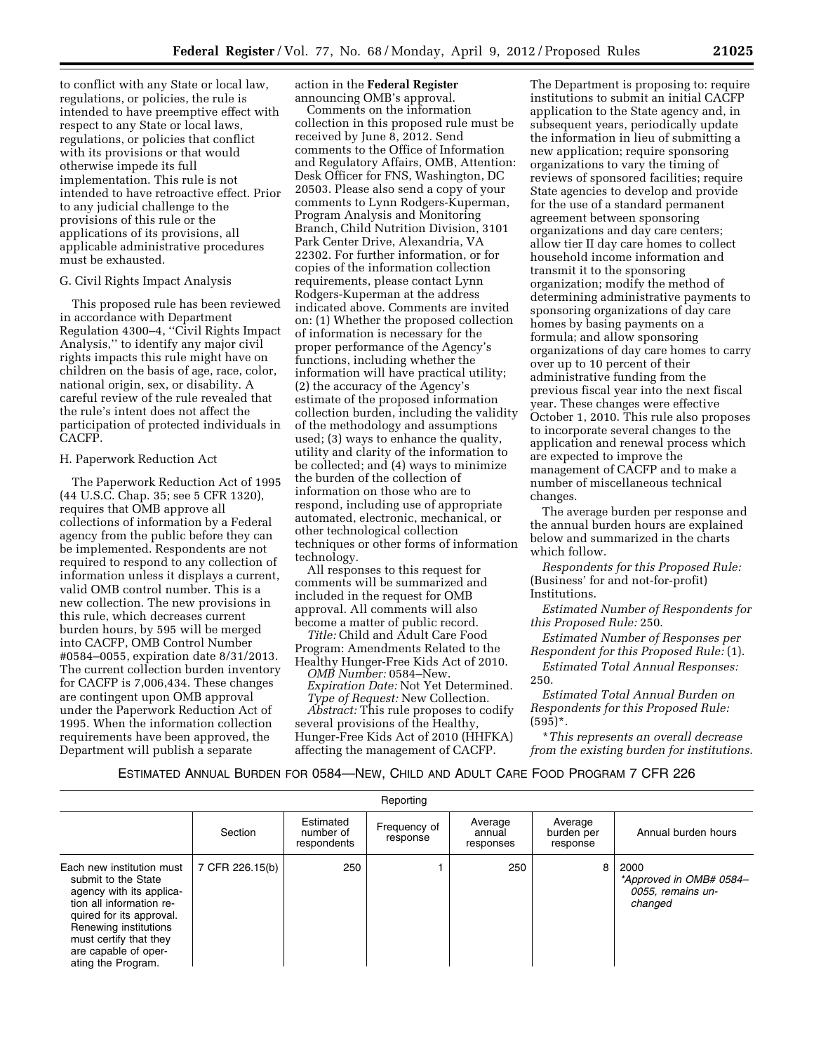to conflict with any State or local law, regulations, or policies, the rule is intended to have preemptive effect with respect to any State or local laws, regulations, or policies that conflict with its provisions or that would otherwise impede its full implementation. This rule is not intended to have retroactive effect. Prior to any judicial challenge to the provisions of this rule or the applications of its provisions, all applicable administrative procedures must be exhausted.

G. Civil Rights Impact Analysis

This proposed rule has been reviewed in accordance with Department Regulation 4300–4, ''Civil Rights Impact Analysis,'' to identify any major civil rights impacts this rule might have on children on the basis of age, race, color, national origin, sex, or disability. A careful review of the rule revealed that the rule's intent does not affect the participation of protected individuals in CACFP.

H. Paperwork Reduction Act

The Paperwork Reduction Act of 1995 (44 U.S.C. Chap. 35; see 5 CFR 1320), requires that OMB approve all collections of information by a Federal agency from the public before they can be implemented. Respondents are not required to respond to any collection of information unless it displays a current, valid OMB control number. This is a new collection. The new provisions in this rule, which decreases current burden hours, by 595 will be merged into CACFP, OMB Control Number #0584–0055, expiration date 8/31/2013. The current collection burden inventory for CACFP is 7,006,434. These changes are contingent upon OMB approval under the Paperwork Reduction Act of 1995. When the information collection requirements have been approved, the Department will publish a separate action in the **Federal Register** announcing OMB's approval.

Comments on the information collection in this proposed rule must be received by June 8, 2012. Send comments to the Office of Information and Regulatory Affairs, OMB, Attention: Desk Officer for FNS, Washington, DC 20503. Please also send a copy of your comments to Lynn Rodgers-Kuperman, Program Analysis and Monitoring Branch, Child Nutrition Division, 3101 Park Center Drive, Alexandria, VA 22302. For further information, or for copies of the information collection requirements, please contact Lynn Rodgers-Kuperman at the address indicated above. Comments are invited on: (1) Whether the proposed collection of information is necessary for the proper performance of the Agency's functions, including whether the information will have practical utility; (2) the accuracy of the Agency's estimate of the proposed information collection burden, including the validity of the methodology and assumptions used; (3) ways to enhance the quality, utility and clarity of the information to be collected; and (4) ways to minimize the burden of the collection of information on those who are to respond, including use of appropriate automated, electronic, mechanical, or other technological collection techniques or other forms of information technology.

All responses to this request for comments will be summarized and included in the request for OMB approval. All comments will also become a matter of public record.

*Title:* Child and Adult Care Food Program: Amendments Related to the Healthy Hunger-Free Kids Act of 2010.

*OMB Number:* 0584–New.

*Expiration Date:* Not Yet Determined.

*Type of Request:* New Collection.

*Abstract:* This rule proposes to codify several provisions of the Healthy, Hunger-Free Kids Act of 2010 (HHFKA) affecting the management of CACFP. The Department is proposing to: require institutions to submit an initial CACFP application to the State agency and, in subsequent years, periodically update the information in lieu of submitting a new application; require sponsoring organizations to vary the timing of reviews of sponsored facilities; require State agencies to develop and provide for the use of a standard permanent agreement between sponsoring organizations and day care centers; allow tier II day care homes to collect household income information and transmit it to the sponsoring organization; modify the method of determining administrative payments to sponsoring organizations of day care homes by basing payments on a formula; and allow sponsoring organizations of day care homes to carry over up to 10 percent of their administrative funding from the previous fiscal year into the next fiscal year. These changes were effective October 1, 2010. This rule also proposes to incorporate several changes to the application and renewal process which are expected to improve the management of CACFP and to make a number of miscellaneous technical changes.

The average burden per response and the annual burden hours are explained below and summarized in the charts which follow.

*Respondents for this Proposed Rule:* (Business' for and not-for-profit) Institutions.

*Estimated Number of Respondents for this Proposed Rule:* 250.

*Estimated Number of Responses per Respondent for this Proposed Rule:* (1).

*Estimated Total Annual Responses:* 250.

*Estimated Total Annual Burden on Respondents for this Proposed Rule:* (595)*.

**This represents an overall decrease from the existing burden for institutions.*

ESTIMATED ANNUAL BURDEN FOR 0584—NEW, CHILD AND ADULT CARE FOOD PROGRAM 7 CFR 226

| Reporting | | | | | | |
|---|---|---|---|---|---|---|
| | Section | Estimated number of respondents | Frequency of response | Average annual responses | Average burden per response | Annual burden hours |
| Each new institution must submit to the State agency with its application all information required for its approval. Renewing institutions must certify that they are capable of operating the Program. | 7 CFR 226.15(b) | 250 | 1 | 250 | 8 | 2000 *Approved in OMB# 0584–0055, remains unchanged* |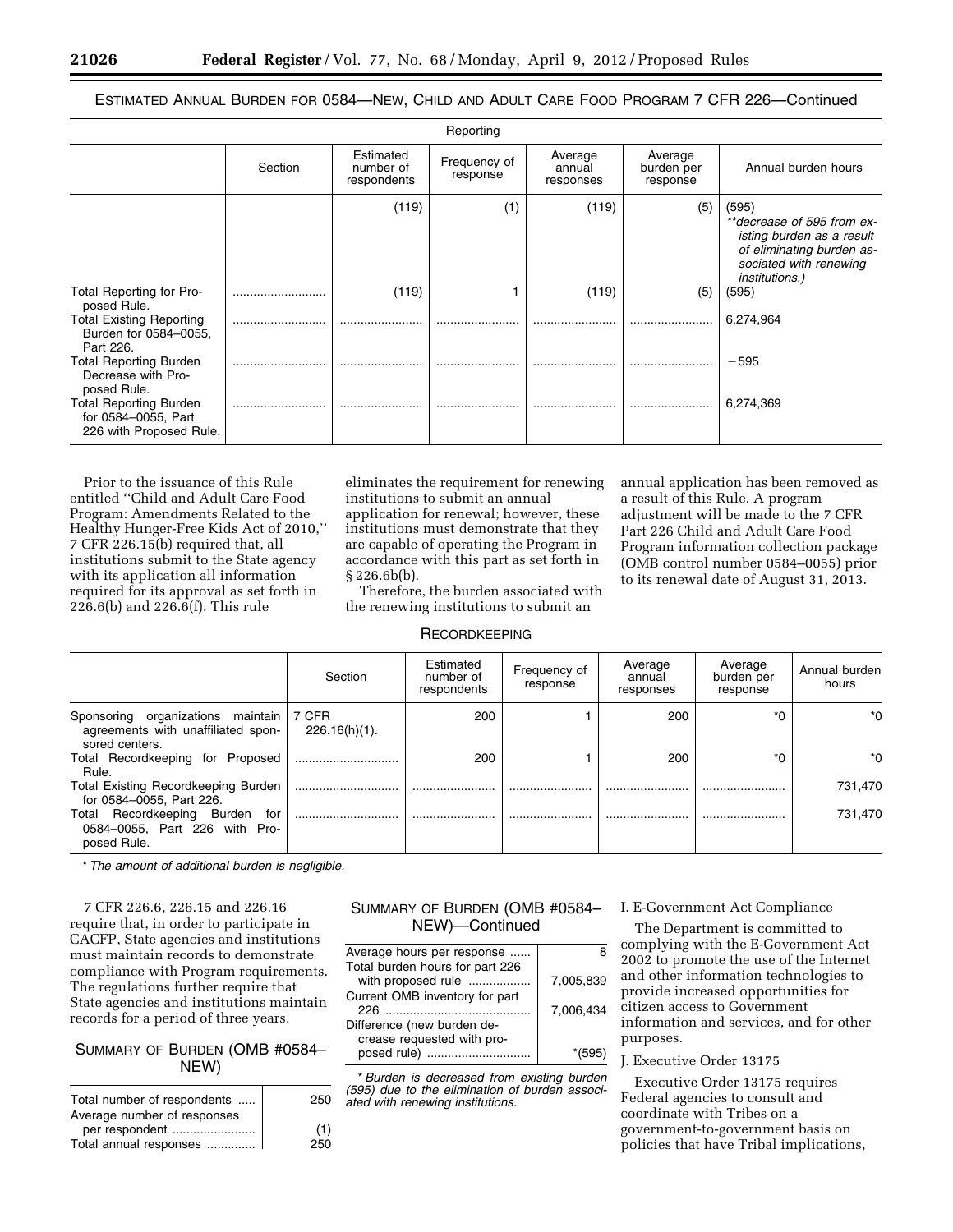ESTIMATED ANNUAL BURDEN FOR 0584—NEW, CHILD AND ADULT CARE FOOD PROGRAM 7 CFR 226—Continued

Reporting

| | Section | Estimated number of respondents | Frequency of response | Average annual responses | Average burden per response | Annual burden hours |
|---|---|---|---|---|---|---|
| | | (119) | (1) | (119) | (5) | (595) **decrease of 595 from existing burden as a result of eliminating burden associated with renewing institutions.) |
| Total Reporting for Proposed Rule. | ........................ | (119) | 1 | (119) | (5) | (595) |
| Total Existing Reporting Burden for 0584–0055, Part 226. | ........................ | ........................ | ........................ | ........................ | ........................ | 6,274,964 |
| Total Reporting Burden Decrease with Proposed Rule. | ........................ | ........................ | ........................ | ........................ | ........................ | −595 |
| Total Reporting Burden for 0584–0055, Part 226 with Proposed Rule. | ........................ | ........................ | ........................ | ........................ | ........................ | 6,274,369 |

Prior to the issuance of this Rule entitled ''Child and Adult Care Food Program: Amendments Related to the Healthy Hunger-Free Kids Act of 2010,'' 7 CFR 226.15(b) required that, all institutions submit to the State agency with its application all information required for its approval as set forth in 226.6(b) and 226.6(f). This rule eliminates the requirement for renewing institutions to submit an annual application for renewal; however, these institutions must demonstrate that they are capable of operating the Program in accordance with this part as set forth in § 226.6b(b).

Therefore, the burden associated with the renewing institutions to submit an annual application has been removed as a result of this Rule. A program adjustment will be made to the 7 CFR Part 226 Child and Adult Care Food Program information collection package (OMB control number 0584–0055) prior to its renewal date of August 31, 2013.

RECORDKEEPING

| | Section | Estimated number of respondents | Frequency of response | Average annual responses | Average burden per response | Annual burden hours |
|---|---|---|---|---|---|---|
| Sponsoring organizations maintain agreements with unaffiliated sponsored centers. | 7 CFR 226.16(h)(1). | 200 | 1 | 200 | *0 | *0 |
| Total Recordkeeping for Proposed Rule. | ........................ | 200 | 1 | 200 | *0 | *0 |
| Total Existing Recordkeeping Burden for 0584–0055, Part 226. | ........................ | ........................ | ........................ | ........................ | ........................ | 731,470 |
| Total Recordkeeping Burden for 0584–0055, Part 226 with Proposed Rule. | ........................ | ........................ | ........................ | ........................ | ........................ | 731,470 |

*\* The amount of additional burden is negligible.*

7 CFR 226.6, 226.15 and 226.16 require that, in order to participate in CACFP, State agencies and institutions must maintain records to demonstrate compliance with Program requirements. The regulations further require that State agencies and institutions maintain records for a period of three years.

SUMMARY OF BURDEN (OMB #0584–NEW)

| | |
|---|---|
| Total number of respondents ..... | 250 |
| Average number of responses per respondent ........................ | (1) |
| Total annual responses ............. | 250 |
| Average hours per response ...... | 8 |
| Total burden hours for part 226 with proposed rule .................. | 7,005,839 |
| Current OMB inventory for part 226 ........................................ | 7,006,434 |
| Difference (new burden decrease requested with proposed rule) .............................. | *(595) |

*\* Burden is decreased from existing burden (595) due to the elimination of burden associated with renewing institutions.*

I. E-Government Act Compliance

The Department is committed to complying with the E-Government Act 2002 to promote the use of the Internet and other information technologies to provide increased opportunities for citizen access to Government information and services, and for other purposes.

J. Executive Order 13175

Executive Order 13175 requires Federal agencies to consult and coordinate with Tribes on a government-to-government basis on policies that have Tribal implications,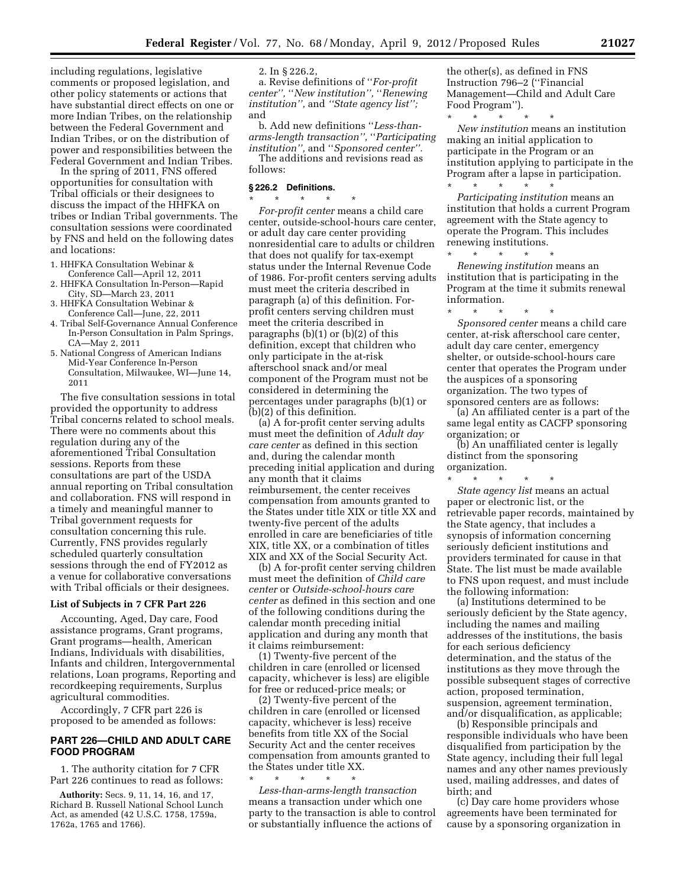including regulations, legislative comments or proposed legislation, and other policy statements or actions that have substantial direct effects on one or more Indian Tribes, on the relationship between the Federal Government and Indian Tribes, or on the distribution of power and responsibilities between the Federal Government and Indian Tribes.

In the spring of 2011, FNS offered opportunities for consultation with Tribal officials or their designees to discuss the impact of the HHFKA on tribes or Indian Tribal governments. The consultation sessions were coordinated by FNS and held on the following dates and locations:

1. HHFKA Consultation Webinar & Conference Call—April 12, 2011
2. HHFKA Consultation In-Person—Rapid City, SD—March 23, 2011
3. HHFKA Consultation Webinar & Conference Call—June, 22, 2011
4. Tribal Self-Governance Annual Conference In-Person Consultation in Palm Springs, CA—May 2, 2011
5. National Congress of American Indians Mid-Year Conference In-Person Consultation, Milwaukee, WI—June 14, 2011

The five consultation sessions in total provided the opportunity to address Tribal concerns related to school meals. There were no comments about this regulation during any of the aforementioned Tribal Consultation sessions. Reports from these consultations are part of the USDA annual reporting on Tribal consultation and collaboration. FNS will respond in a timely and meaningful manner to Tribal government requests for consultation concerning this rule. Currently, FNS provides regularly scheduled quarterly consultation sessions through the end of FY2012 as a venue for collaborative conversations with Tribal officials or their designees.

### List of Subjects in 7 CFR Part 226

Accounting, Aged, Day care, Food assistance programs, Grant programs, Grant programs—health, American Indians, Individuals with disabilities, Infants and children, Intergovernmental relations, Loan programs, Reporting and recordkeeping requirements, Surplus agricultural commodities.

Accordingly, 7 CFR part 226 is proposed to be amended as follows:

## PART 226—CHILD AND ADULT CARE FOOD PROGRAM

1. The authority citation for 7 CFR Part 226 continues to read as follows:

**Authority:** Secs. 9, 11, 14, 16, and 17, Richard B. Russell National School Lunch Act, as amended (42 U.S.C. 1758, 1759a, 1762a, 1765 and 1766).

2. In § 226.2,

a. Revise definitions of ''*For-profit center''*, ''*New institution''*, ''*Renewing institution''*, and ''*State agency list''*; and

b. Add new definitions ''*Less-than-arms-length transaction''*, ''*Participating institution''*, and ''*Sponsored center''*.

The additions and revisions read as follows:

### § 226.2 Definitions.

\* \* \* \* \*

*For-profit center* means a child care center, outside-school-hours care center, or adult day care center providing nonresidential care to adults or children that does not qualify for tax-exempt status under the Internal Revenue Code of 1986. For-profit centers serving adults must meet the criteria described in paragraph (a) of this definition. For-profit centers serving children must meet the criteria described in paragraphs (b)(1) or (b)(2) of this definition, except that children who only participate in the at-risk afterschool snack and/or meal component of the Program must not be considered in determining the percentages under paragraphs (b)(1) or (b)(2) of this definition.

(a) A for-profit center serving adults must meet the definition of *Adult day care center* as defined in this section and, during the calendar month preceding initial application and during any month that it claims reimbursement, the center receives compensation from amounts granted to the States under title XIX or title XX and twenty-five percent of the adults enrolled in care are beneficiaries of title XIX, title XX, or a combination of titles XIX and XX of the Social Security Act.

(b) A for-profit center serving children must meet the definition of *Child care center* or *Outside-school-hours care center* as defined in this section and one of the following conditions during the calendar month preceding initial application and during any month that it claims reimbursement:

(1) Twenty-five percent of the children in care (enrolled or licensed capacity, whichever is less) are eligible for free or reduced-price meals; or

(2) Twenty-five percent of the children in care (enrolled or licensed capacity, whichever is less) receive benefits from title XX of the Social Security Act and the center receives compensation from amounts granted to the States under title XX.

\* \* \* \* \*

*Less-than-arms-length transaction* means a transaction under which one party to the transaction is able to control or substantially influence the actions of the other(s), as defined in FNS Instruction 796–2 (''Financial Management—Child and Adult Care Food Program'').

\* \* \* \* \*

*New institution* means an institution making an initial application to participate in the Program or an institution applying to participate in the Program after a lapse in participation.

\* \* \* \* \*

*Participating institution* means an institution that holds a current Program agreement with the State agency to operate the Program. This includes renewing institutions.

\* \* \* \* \*

*Renewing institution* means an institution that is participating in the Program at the time it submits renewal information.

\* \* \* \* \*

*Sponsored center* means a child care center, at-risk afterschool care center, adult day care center, emergency shelter, or outside-school-hours care center that operates the Program under the auspices of a sponsoring organization. The two types of sponsored centers are as follows:

(a) An affiliated center is a part of the same legal entity as CACFP sponsoring organization; or

(b) An unaffiliated center is legally distinct from the sponsoring organization.

\* \* \* \* \*

*State agency list* means an actual paper or electronic list, or the retrievable paper records, maintained by the State agency, that includes a synopsis of information concerning seriously deficient institutions and providers terminated for cause in that State. The list must be made available to FNS upon request, and must include the following information:

(a) Institutions determined to be seriously deficient by the State agency, including the names and mailing addresses of the institutions, the basis for each serious deficiency determination, and the status of the institutions as they move through the possible subsequent stages of corrective action, proposed termination, suspension, agreement termination, and/or disqualification, as applicable;

(b) Responsible principals and responsible individuals who have been disqualified from participation by the State agency, including their full legal names and any other names previously used, mailing addresses, and dates of birth; and

(c) Day care home providers whose agreements have been terminated for cause by a sponsoring organization in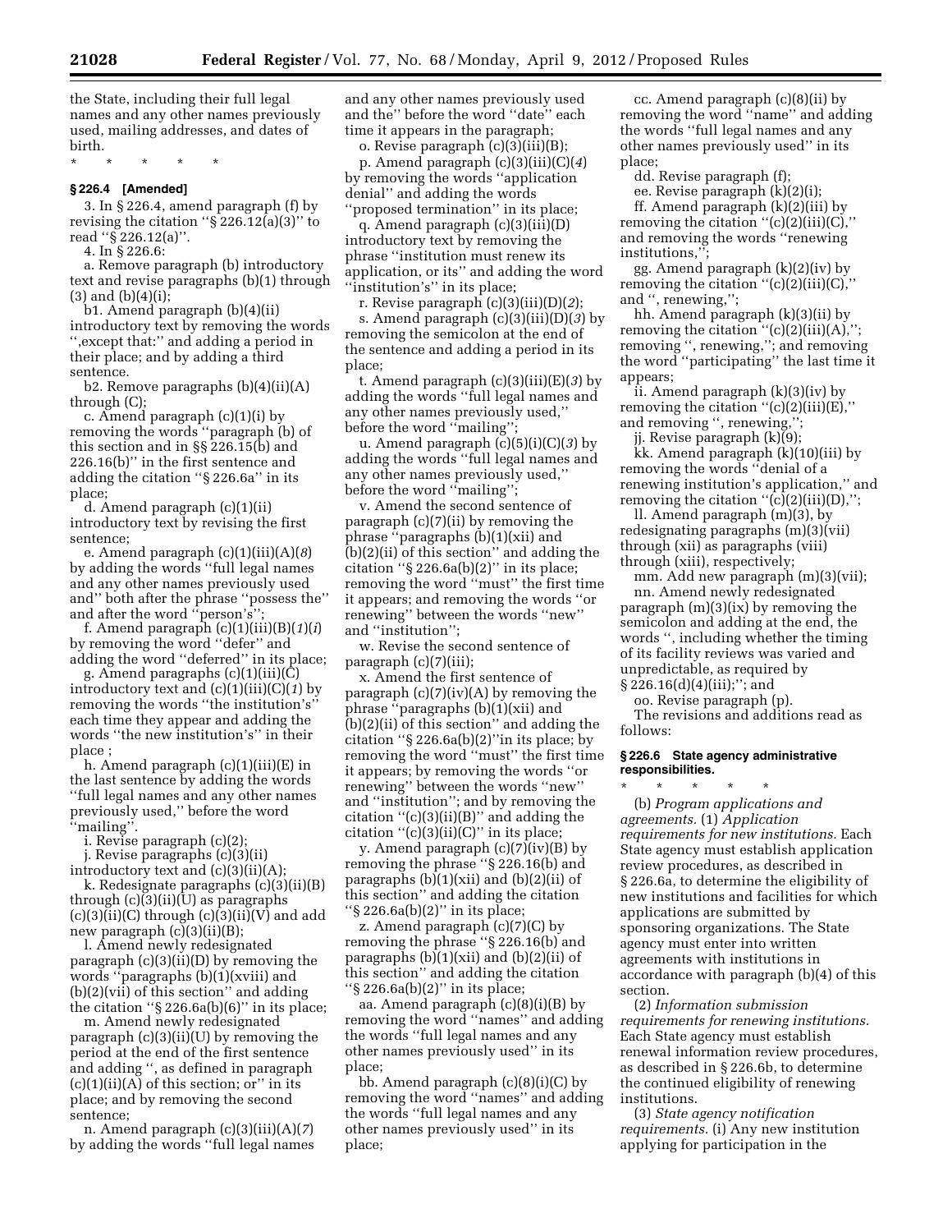the State, including their full legal names and any other names previously used, mailing addresses, and dates of birth.

\* \* \* \* \*

### § 226.4 [Amended]

3. In § 226.4, amend paragraph (f) by revising the citation ''§ 226.12(a)(3)'' to read ''§ 226.12(a)''.

4. In § 226.6:

a. Remove paragraph (b) introductory text and revise paragraphs (b)(1) through (3) and (b)(4)(i);

b1. Amend paragraph (b)(4)(ii) introductory text by removing the words '',except that:'' and adding a period in their place; and by adding a third sentence.

b2. Remove paragraphs (b)(4)(ii)(A) through (C);

c. Amend paragraph (c)(1)(i) by removing the words ''paragraph (b) of this section and in §§ 226.15(b) and 226.16(b)'' in the first sentence and adding the citation ''§ 226.6a'' in its place;

d. Amend paragraph (c)(1)(ii) introductory text by revising the first sentence;

e. Amend paragraph (c)(1)(iii)(A)(*8*) by adding the words ''full legal names and any other names previously used and'' both after the phrase ''possess the'' and after the word ''person's'';

f. Amend paragraph (c)(1)(iii)(B)(*1*)(*i*) by removing the word ''defer'' and adding the word ''deferred'' in its place;

g. Amend paragraphs (c)(1)(iii)(C) introductory text and (c)(1)(iii)(C)(*1*) by removing the words ''the institution's'' each time they appear and adding the words ''the new institution's'' in their place ;

h. Amend paragraph (c)(1)(iii)(E) in the last sentence by adding the words ''full legal names and any other names previously used,'' before the word ''mailing''.

i. Revise paragraph (c)(2);

j. Revise paragraphs (c)(3)(ii) introductory text and (c)(3)(ii)(A);

k. Redesignate paragraphs (c)(3)(ii)(B) through (c)(3)(ii)(U) as paragraphs (c)(3)(ii)(C) through (c)(3)(ii)(V) and add new paragraph (c)(3)(ii)(B);

l. Amend newly redesignated paragraph (c)(3)(ii)(D) by removing the words ''paragraphs (b)(1)(xviii) and (b)(2)(vii) of this section'' and adding the citation ''§ 226.6a(b)(6)'' in its place;

m. Amend newly redesignated paragraph (c)(3)(ii)(U) by removing the period at the end of the first sentence and adding '', as defined in paragraph (c)(1)(ii)(A) of this section; or'' in its place; and by removing the second sentence;

n. Amend paragraph (c)(3)(iii)(A)(*7*) by adding the words ''full legal names and any other names previously used and the'' before the word ''date'' each time it appears in the paragraph;

o. Revise paragraph (c)(3)(iii)(B);

p. Amend paragraph (c)(3)(iii)(C)(*4*) by removing the words ''application denial'' and adding the words ''proposed termination'' in its place;

q. Amend paragraph (c)(3)(iii)(D) introductory text by removing the phrase ''institution must renew its application, or its'' and adding the word ''institution's'' in its place;

r. Revise paragraph (c)(3)(iii)(D)(*2*);

s. Amend paragraph (c)(3)(iii)(D)(*3*) by removing the semicolon at the end of the sentence and adding a period in its place;

t. Amend paragraph (c)(3)(iii)(E)(*3*) by adding the words ''full legal names and any other names previously used,'' before the word ''mailing'';

u. Amend paragraph (c)(5)(i)(C)(*3*) by adding the words ''full legal names and any other names previously used,'' before the word ''mailing'';

v. Amend the second sentence of paragraph (c)(7)(ii) by removing the phrase ''paragraphs (b)(1)(xii) and (b)(2)(ii) of this section'' and adding the citation ''§ 226.6a(b)(2)'' in its place; removing the word ''must'' the first time it appears; and removing the words ''or renewing'' between the words ''new'' and ''institution'';

w. Revise the second sentence of paragraph (c)(7)(iii);

x. Amend the first sentence of paragraph (c)(7)(iv)(A) by removing the phrase ''paragraphs (b)(1)(xii) and (b)(2)(ii) of this section'' and adding the citation ''§ 226.6a(b)(2)''in its place; by removing the word ''must'' the first time it appears; by removing the words ''or renewing'' between the words ''new'' and ''institution''; and by removing the citation ''(c)(3)(ii)(B)'' and adding the citation ''(c)(3)(ii)(C)'' in its place;

y. Amend paragraph (c)(7)(iv)(B) by removing the phrase ''§ 226.16(b) and paragraphs (b)(1)(xii) and (b)(2)(ii) of this section'' and adding the citation ''§ 226.6a(b)(2)'' in its place;

z. Amend paragraph (c)(7)(C) by removing the phrase ''§ 226.16(b) and paragraphs (b)(1)(xii) and (b)(2)(ii) of this section'' and adding the citation ''§ 226.6a(b)(2)'' in its place;

aa. Amend paragraph (c)(8)(i)(B) by removing the word ''names'' and adding the words ''full legal names and any other names previously used'' in its place;

bb. Amend paragraph (c)(8)(i)(C) by removing the word ''names'' and adding the words ''full legal names and any other names previously used'' in its place;

cc. Amend paragraph (c)(8)(ii) by removing the word ''name'' and adding the words ''full legal names and any other names previously used'' in its place;

dd. Revise paragraph (f);

ee. Revise paragraph (k)(2)(i);

ff. Amend paragraph (k)(2)(iii) by removing the citation ''(c)(2)(iii)(C),'' and removing the words ''renewing institutions,'';

gg. Amend paragraph (k)(2)(iv) by removing the citation ''(c)(2)(iii)(C),'' and '', renewing,'';

hh. Amend paragraph (k)(3)(ii) by removing the citation ''(c)(2)(iii)(A),''; removing '', renewing,''; and removing the word ''participating'' the last time it appears;

ii. Amend paragraph (k)(3)(iv) by removing the citation ''(c)(2)(iii)(E),'' and removing '', renewing,'';

jj. Revise paragraph (k)(9);

kk. Amend paragraph (k)(10)(iii) by removing the words ''denial of a renewing institution's application,'' and removing the citation ''(c)(2)(iii)(D),'';

ll. Amend paragraph (m)(3), by redesignating paragraphs (m)(3)(vii) through (xii) as paragraphs (viii) through (xiii), respectively;

mm. Add new paragraph (m)(3)(vii);

nn. Amend newly redesignated paragraph (m)(3)(ix) by removing the semicolon and adding at the end, the words '', including whether the timing of its facility reviews was varied and unpredictable, as required by § 226.16(d)(4)(iii);''; and

oo. Revise paragraph (p).

The revisions and additions read as follows:

### § 226.6 State agency administrative responsibilities.

\* \* \* \* \*

(b) *Program applications and agreements.* (1) *Application requirements for new institutions.* Each State agency must establish application review procedures, as described in § 226.6a, to determine the eligibility of new institutions and facilities for which applications are submitted by sponsoring organizations. The State agency must enter into written agreements with institutions in accordance with paragraph (b)(4) of this section.

(2) *Information submission requirements for renewing institutions.* Each State agency must establish renewal information review procedures, as described in § 226.6b, to determine the continued eligibility of renewing institutions.

(3) *State agency notification requirements.* (i) Any new institution applying for participation in the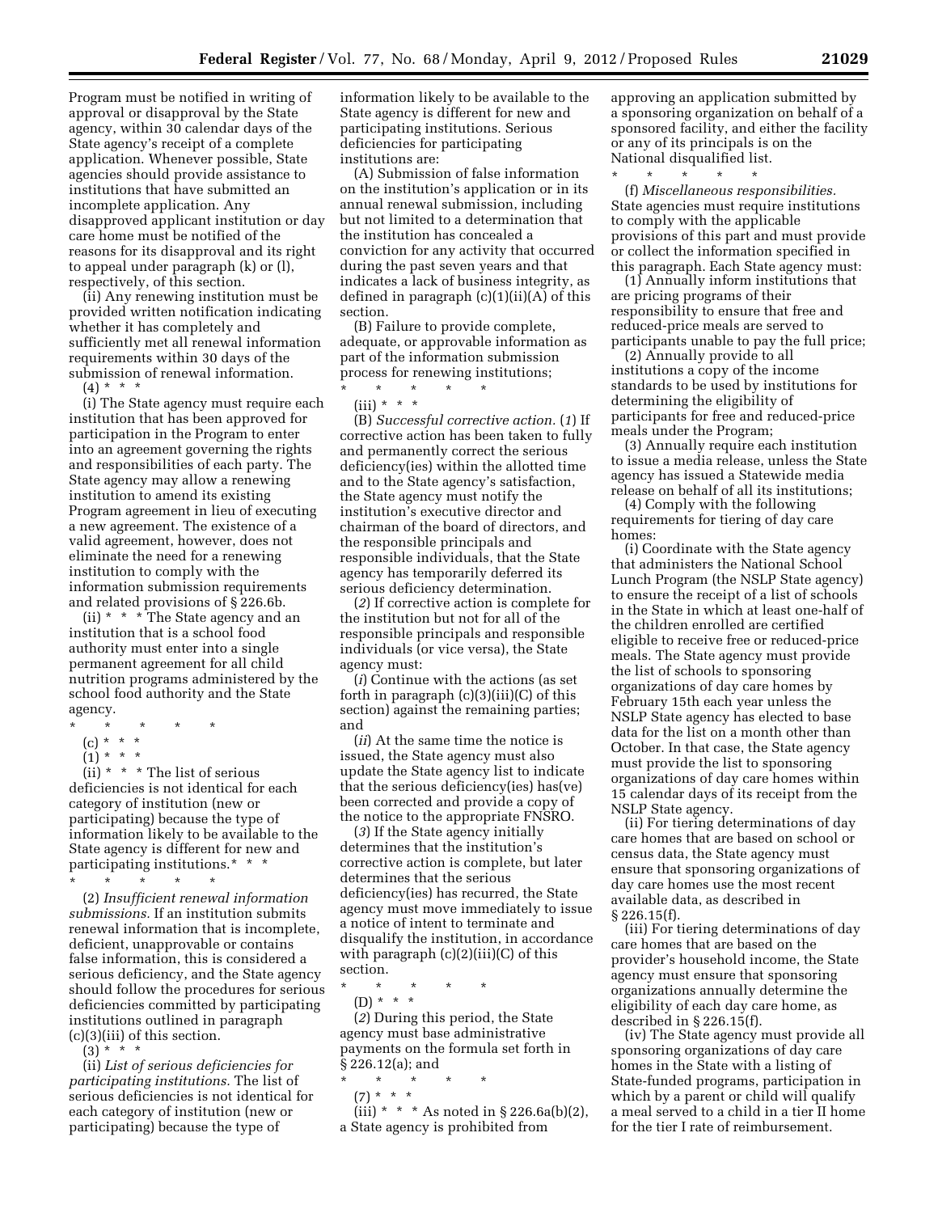Program must be notified in writing of approval or disapproval by the State agency, within 30 calendar days of the State agency's receipt of a complete application. Whenever possible, State agencies should provide assistance to institutions that have submitted an incomplete application. Any disapproved applicant institution or day care home must be notified of the reasons for its disapproval and its right to appeal under paragraph (k) or (l), respectively, of this section.

(ii) Any renewing institution must be provided written notification indicating whether it has completely and sufficiently met all renewal information requirements within 30 days of the submission of renewal information.

(4) * * *

(i) The State agency must require each institution that has been approved for participation in the Program to enter into an agreement governing the rights and responsibilities of each party. The State agency may allow a renewing institution to amend its existing Program agreement in lieu of executing a new agreement. The existence of a valid agreement, however, does not eliminate the need for a renewing institution to comply with the information submission requirements and related provisions of § 226.6b.

(ii) * * * The State agency and an institution that is a school food authority must enter into a single permanent agreement for all child nutrition programs administered by the school food authority and the State agency.

\* \* \* \* \*

(c) * * *

(1) * * *

(ii) * * * The list of serious deficiencies is not identical for each category of institution (new or participating) because the type of information likely to be available to the State agency is different for new and participating institutions.* * *

\* \* \* \* \*

(2) *Insufficient renewal information submissions.* If an institution submits renewal information that is incomplete, deficient, unapprovable or contains false information, this is considered a serious deficiency, and the State agency should follow the procedures for serious deficiencies committed by participating institutions outlined in paragraph (c)(3)(iii) of this section.

(3) * * *

(ii) *List of serious deficiencies for participating institutions.* The list of serious deficiencies is not identical for each category of institution (new or participating) because the type of information likely to be available to the State agency is different for new and participating institutions. Serious deficiencies for participating institutions are:

(A) Submission of false information on the institution's application or in its annual renewal submission, including but not limited to a determination that the institution has concealed a conviction for any activity that occurred during the past seven years and that indicates a lack of business integrity, as defined in paragraph (c)(1)(ii)(A) of this section.

(B) Failure to provide complete, adequate, or approvable information as part of the information submission process for renewing institutions;

\* \* \* \* \*

(iii) * * *

(B) *Successful corrective action.* (*1*) If corrective action has been taken to fully and permanently correct the serious deficiency(ies) within the allotted time and to the State agency's satisfaction, the State agency must notify the institution's executive director and chairman of the board of directors, and the responsible principals and responsible individuals, that the State agency has temporarily deferred its serious deficiency determination.

(*2*) If corrective action is complete for the institution but not for all of the responsible principals and responsible individuals (or vice versa), the State agency must:

(*i*) Continue with the actions (as set forth in paragraph (c)(3)(iii)(C) of this section) against the remaining parties; and

(*ii*) At the same time the notice is issued, the State agency must also update the State agency list to indicate that the serious deficiency(ies) has(ve) been corrected and provide a copy of the notice to the appropriate FNSRO.

(*3*) If the State agency initially determines that the institution's corrective action is complete, but later determines that the serious deficiency(ies) has recurred, the State agency must move immediately to issue a notice of intent to terminate and disqualify the institution, in accordance with paragraph (c)(2)(iii)(C) of this section.

\* \* \* \* \*

(D) * * *

(*2*) During this period, the State agency must base administrative payments on the formula set forth in § 226.12(a); and

\* \* \* \* \*

(7) * * *

(iii) * * * As noted in § 226.6a(b)(2), a State agency is prohibited from approving an application submitted by a sponsoring organization on behalf of a sponsored facility, and either the facility or any of its principals is on the National disqualified list.

\* \* \* \* \*

(f) *Miscellaneous responsibilities.* State agencies must require institutions to comply with the applicable provisions of this part and must provide or collect the information specified in this paragraph. Each State agency must:

(1) Annually inform institutions that are pricing programs of their responsibility to ensure that free and reduced-price meals are served to participants unable to pay the full price;

(2) Annually provide to all institutions a copy of the income standards to be used by institutions for determining the eligibility of participants for free and reduced-price meals under the Program;

(3) Annually require each institution to issue a media release, unless the State agency has issued a Statewide media release on behalf of all its institutions;

(4) Comply with the following requirements for tiering of day care homes:

(i) Coordinate with the State agency that administers the National School Lunch Program (the NSLP State agency) to ensure the receipt of a list of schools in the State in which at least one-half of the children enrolled are certified eligible to receive free or reduced-price meals. The State agency must provide the list of schools to sponsoring organizations of day care homes by February 15th each year unless the NSLP State agency has elected to base data for the list on a month other than October. In that case, the State agency must provide the list to sponsoring organizations of day care homes within 15 calendar days of its receipt from the NSLP State agency.

(ii) For tiering determinations of day care homes that are based on school or census data, the State agency must ensure that sponsoring organizations of day care homes use the most recent available data, as described in § 226.15(f).

(iii) For tiering determinations of day care homes that are based on the provider's household income, the State agency must ensure that sponsoring organizations annually determine the eligibility of each day care home, as described in § 226.15(f).

(iv) The State agency must provide all sponsoring organizations of day care homes in the State with a listing of State-funded programs, participation in which by a parent or child will qualify a meal served to a child in a tier II home for the tier I rate of reimbursement.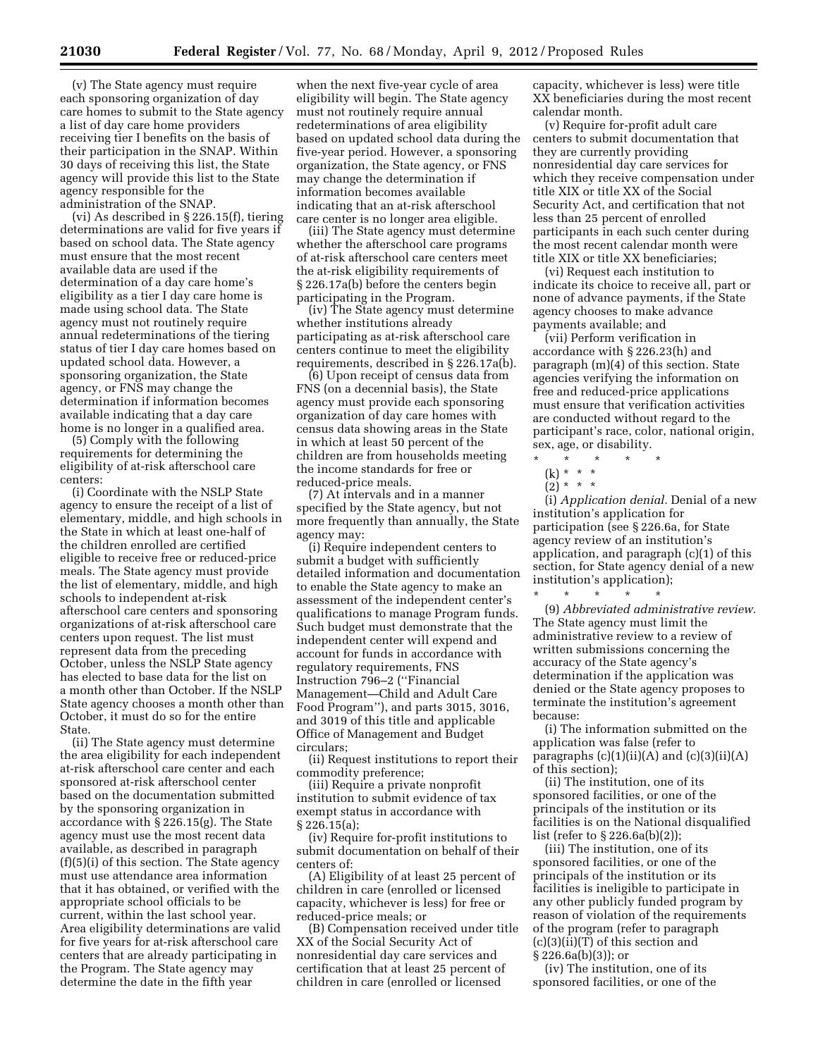(v) The State agency must require each sponsoring organization of day care homes to submit to the State agency a list of day care home providers receiving tier I benefits on the basis of their participation in the SNAP. Within 30 days of receiving this list, the State agency will provide this list to the State agency responsible for the administration of the SNAP.

(vi) As described in § 226.15(f), tiering determinations are valid for five years if based on school data. The State agency must ensure that the most recent available data are used if the determination of a day care home's eligibility as a tier I day care home is made using school data. The State agency must not routinely require annual redeterminations of the tiering status of tier I day care homes based on updated school data. However, a sponsoring organization, the State agency, or FNS may change the determination if information becomes available indicating that a day care home is no longer in a qualified area.

(5) Comply with the following requirements for determining the eligibility of at-risk afterschool care centers:

(i) Coordinate with the NSLP State agency to ensure the receipt of a list of elementary, middle, and high schools in the State in which at least one-half of the children enrolled are certified eligible to receive free or reduced-price meals. The State agency must provide the list of elementary, middle, and high schools to independent at-risk afterschool care centers and sponsoring organizations of at-risk afterschool care centers upon request. The list must represent data from the preceding October, unless the NSLP State agency has elected to base data for the list on a month other than October. If the NSLP State agency chooses a month other than October, it must do so for the entire State.

(ii) The State agency must determine the area eligibility for each independent at-risk afterschool care center and each sponsored at-risk afterschool center based on the documentation submitted by the sponsoring organization in accordance with § 226.15(g). The State agency must use the most recent data available, as described in paragraph (f)(5)(i) of this section. The State agency must use attendance area information that it has obtained, or verified with the appropriate school officials to be current, within the last school year. Area eligibility determinations are valid for five years for at-risk afterschool care centers that are already participating in the Program. The State agency may determine the date in the fifth year when the next five-year cycle of area eligibility will begin. The State agency must not routinely require annual redeterminations of area eligibility based on updated school data during the five-year period. However, a sponsoring organization, the State agency, or FNS may change the determination if information becomes available indicating that an at-risk afterschool care center is no longer area eligible.

(iii) The State agency must determine whether the afterschool care programs of at-risk afterschool care centers meet the at-risk eligibility requirements of § 226.17a(b) before the centers begin participating in the Program.

(iv) The State agency must determine whether institutions already participating as at-risk afterschool care centers continue to meet the eligibility requirements, described in § 226.17a(b).

(6) Upon receipt of census data from FNS (on a decennial basis), the State agency must provide each sponsoring organization of day care homes with census data showing areas in the State in which at least 50 percent of the children are from households meeting the income standards for free or reduced-price meals.

(7) At intervals and in a manner specified by the State agency, but not more frequently than annually, the State agency may:

(i) Require independent centers to submit a budget with sufficiently detailed information and documentation to enable the State agency to make an assessment of the independent center's qualifications to manage Program funds. Such budget must demonstrate that the independent center will expend and account for funds in accordance with regulatory requirements, FNS Instruction 796–2 (''Financial Management—Child and Adult Care Food Program''), and parts 3015, 3016, and 3019 of this title and applicable Office of Management and Budget circulars;

(ii) Request institutions to report their commodity preference;

(iii) Require a private nonprofit institution to submit evidence of tax exempt status in accordance with § 226.15(a);

(iv) Require for-profit institutions to submit documentation on behalf of their centers of:

(A) Eligibility of at least 25 percent of children in care (enrolled or licensed capacity, whichever is less) for free or reduced-price meals; or

(B) Compensation received under title XX of the Social Security Act of nonresidential day care services and certification that at least 25 percent of children in care (enrolled or licensed capacity, whichever is less) were title XX beneficiaries during the most recent calendar month.

(v) Require for-profit adult care centers to submit documentation that they are currently providing nonresidential day care services for which they receive compensation under title XIX or title XX of the Social Security Act, and certification that not less than 25 percent of enrolled participants in each such center during the most recent calendar month were title XIX or title XX beneficiaries;

(vi) Request each institution to indicate its choice to receive all, part or none of advance payments, if the State agency chooses to make advance payments available; and

(vii) Perform verification in accordance with § 226.23(h) and paragraph (m)(4) of this section. State agencies verifying the information on free and reduced-price applications must ensure that verification activities are conducted without regard to the participant's race, color, national origin, sex, age, or disability.

\* \* \* \* \*

(k) \* \* \*

(2) \* \* \*

(i) *Application denial.* Denial of a new institution's application for participation (see § 226.6a, for State agency review of an institution's application, and paragraph (c)(1) of this section, for State agency denial of a new institution's application);

\* \* \* \* \*

(9) *Abbreviated administrative review.* The State agency must limit the administrative review to a review of written submissions concerning the accuracy of the State agency's determination if the application was denied or the State agency proposes to terminate the institution's agreement because:

(i) The information submitted on the application was false (refer to paragraphs (c)(1)(ii)(A) and (c)(3)(ii)(A) of this section);

(ii) The institution, one of its sponsored facilities, or one of the principals of the institution or its facilities is on the National disqualified list (refer to § 226.6a(b)(2));

(iii) The institution, one of its sponsored facilities, or one of the principals of the institution or its facilities is ineligible to participate in any other publicly funded program by reason of violation of the requirements of the program (refer to paragraph (c)(3)(ii)(T) of this section and § 226.6a(b)(3)); or

(iv) The institution, one of its sponsored facilities, or one of the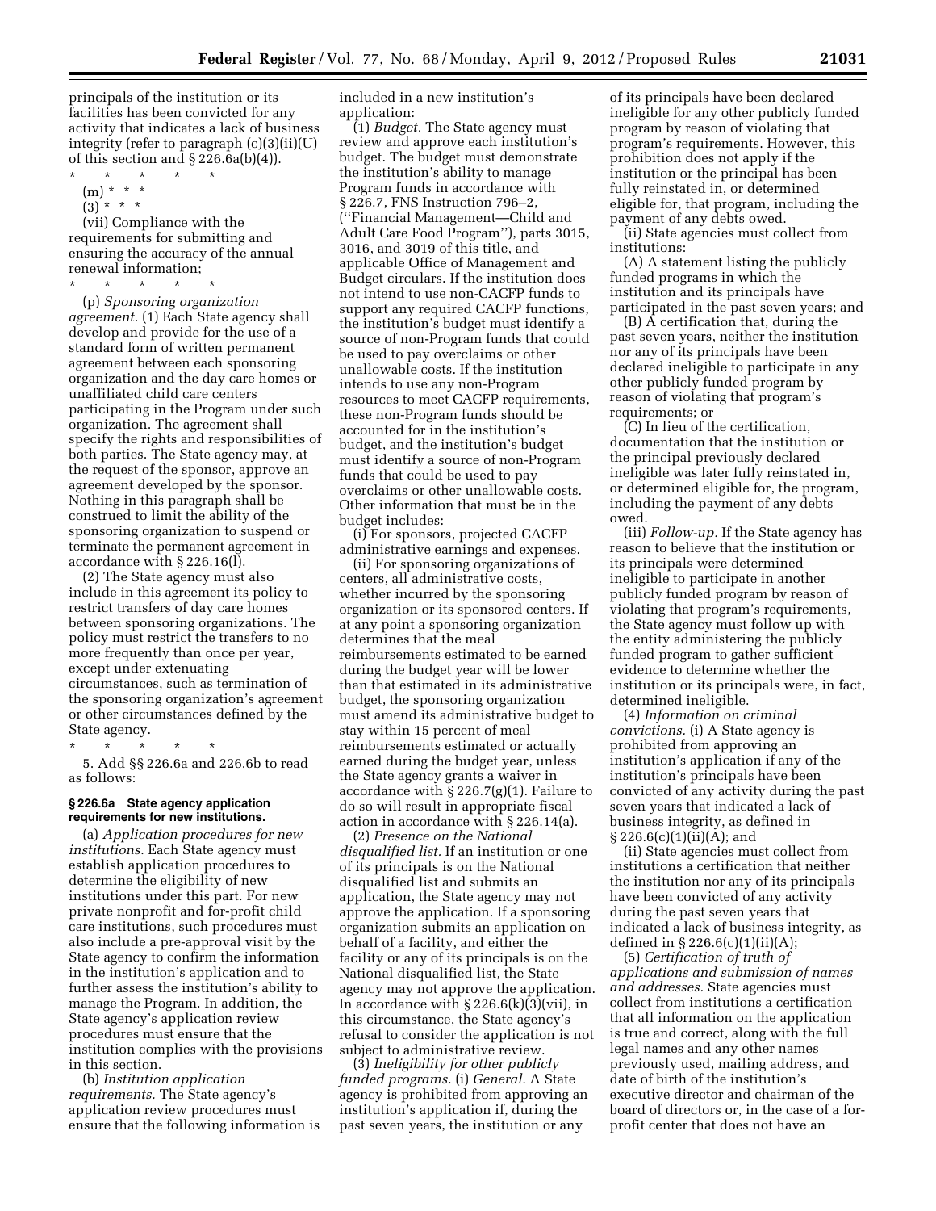principals of the institution or its facilities has been convicted for any activity that indicates a lack of business integrity (refer to paragraph (c)(3)(ii)(U) of this section and § 226.6a(b)(4)).

\* \* \* \* \*

(m) \* \* \*

(3) \* \* \*

(vii) Compliance with the requirements for submitting and ensuring the accuracy of the annual renewal information;

\* \* \* \* \*

(p) *Sponsoring organization agreement.* (1) Each State agency shall develop and provide for the use of a standard form of written permanent agreement between each sponsoring organization and the day care homes or unaffiliated child care centers participating in the Program under such organization. The agreement shall specify the rights and responsibilities of both parties. The State agency may, at the request of the sponsor, approve an agreement developed by the sponsor. Nothing in this paragraph shall be construed to limit the ability of the sponsoring organization to suspend or terminate the permanent agreement in accordance with § 226.16(l).

(2) The State agency must also include in this agreement its policy to restrict transfers of day care homes between sponsoring organizations. The policy must restrict the transfers to no more frequently than once per year, except under extenuating circumstances, such as termination of the sponsoring organization's agreement or other circumstances defined by the State agency.

\* \* \* \* \*

5. Add §§ 226.6a and 226.6b to read as follows:

**§ 226.6a State agency application requirements for new institutions.**

(a) *Application procedures for new institutions.* Each State agency must establish application procedures to determine the eligibility of new institutions under this part. For new private nonprofit and for-profit child care institutions, such procedures must also include a pre-approval visit by the State agency to confirm the information in the institution's application and to further assess the institution's ability to manage the Program. In addition, the State agency's application review procedures must ensure that the institution complies with the provisions in this section.

(b) *Institution application requirements.* The State agency's application review procedures must ensure that the following information is included in a new institution's application:

(1) *Budget.* The State agency must review and approve each institution's budget. The budget must demonstrate the institution's ability to manage Program funds in accordance with § 226.7, FNS Instruction 796–2, (''Financial Management—Child and Adult Care Food Program''), parts 3015, 3016, and 3019 of this title, and applicable Office of Management and Budget circulars. If the institution does not intend to use non-CACFP funds to support any required CACFP functions, the institution's budget must identify a source of non-Program funds that could be used to pay overclaims or other unallowable costs. If the institution intends to use any non-Program resources to meet CACFP requirements, these non-Program funds should be accounted for in the institution's budget, and the institution's budget must identify a source of non-Program funds that could be used to pay overclaims or other unallowable costs. Other information that must be in the budget includes:

(i) For sponsors, projected CACFP administrative earnings and expenses.

(ii) For sponsoring organizations of centers, all administrative costs, whether incurred by the sponsoring organization or its sponsored centers. If at any point a sponsoring organization determines that the meal reimbursements estimated to be earned during the budget year will be lower than that estimated in its administrative budget, the sponsoring organization must amend its administrative budget to stay within 15 percent of meal reimbursements estimated or actually earned during the budget year, unless the State agency grants a waiver in accordance with § 226.7(g)(1). Failure to do so will result in appropriate fiscal action in accordance with § 226.14(a).

(2) *Presence on the National disqualified list.* If an institution or one of its principals is on the National disqualified list and submits an application, the State agency may not approve the application. If a sponsoring organization submits an application on behalf of a facility, and either the facility or any of its principals is on the National disqualified list, the State agency may not approve the application. In accordance with § 226.6(k)(3)(vii), in this circumstance, the State agency's refusal to consider the application is not subject to administrative review.

(3) *Ineligibility for other publicly funded programs.* (i) *General.* A State agency is prohibited from approving an institution's application if, during the past seven years, the institution or any of its principals have been declared ineligible for any other publicly funded program by reason of violating that program's requirements. However, this prohibition does not apply if the institution or the principal has been fully reinstated in, or determined eligible for, that program, including the payment of any debts owed.

(ii) State agencies must collect from institutions:

(A) A statement listing the publicly funded programs in which the institution and its principals have participated in the past seven years; and

(B) A certification that, during the past seven years, neither the institution nor any of its principals have been declared ineligible to participate in any other publicly funded program by reason of violating that program's requirements; or

(C) In lieu of the certification, documentation that the institution or the principal previously declared ineligible was later fully reinstated in, or determined eligible for, the program, including the payment of any debts owed.

(iii) *Follow-up.* If the State agency has reason to believe that the institution or its principals were determined ineligible to participate in another publicly funded program by reason of violating that program's requirements, the State agency must follow up with the entity administering the publicly funded program to gather sufficient evidence to determine whether the institution or its principals were, in fact, determined ineligible.

(4) *Information on criminal convictions.* (i) A State agency is prohibited from approving an institution's application if any of the institution's principals have been convicted of any activity during the past seven years that indicated a lack of business integrity, as defined in § 226.6(c)(1)(ii)(A); and

(ii) State agencies must collect from institutions a certification that neither the institution nor any of its principals have been convicted of any activity during the past seven years that indicated a lack of business integrity, as defined in § 226.6(c)(1)(ii)(A);

(5) *Certification of truth of applications and submission of names and addresses.* State agencies must collect from institutions a certification that all information on the application is true and correct, along with the full legal names and any other names previously used, mailing address, and date of birth of the institution's executive director and chairman of the board of directors or, in the case of a for-profit center that does not have an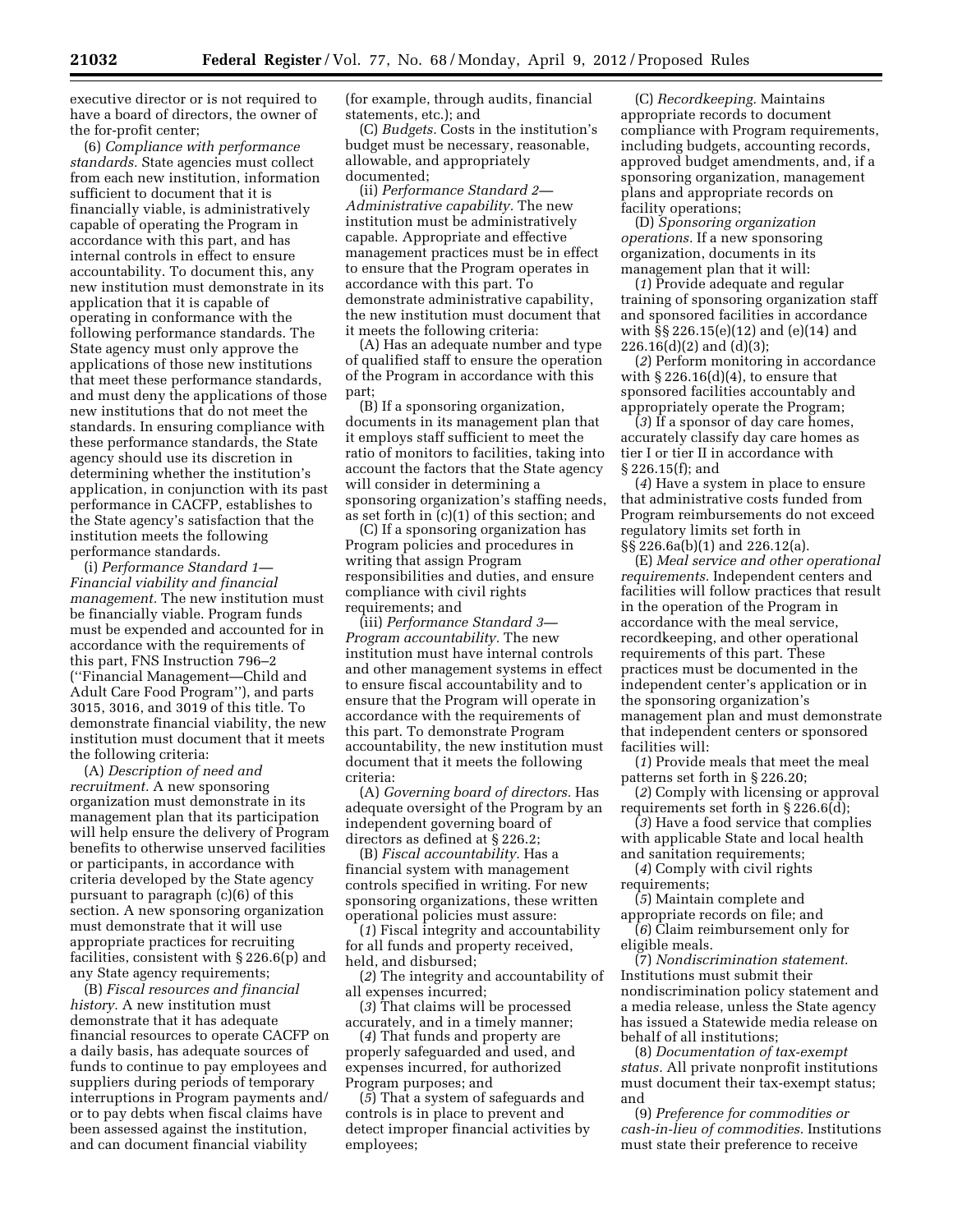executive director or is not required to have a board of directors, the owner of the for-profit center;

(6) *Compliance with performance standards.* State agencies must collect from each new institution, information sufficient to document that it is financially viable, is administratively capable of operating the Program in accordance with this part, and has internal controls in effect to ensure accountability. To document this, any new institution must demonstrate in its application that it is capable of operating in conformance with the following performance standards. The State agency must only approve the applications of those new institutions that meet these performance standards, and must deny the applications of those new institutions that do not meet the standards. In ensuring compliance with these performance standards, the State agency should use its discretion in determining whether the institution's application, in conjunction with its past performance in CACFP, establishes to the State agency's satisfaction that the institution meets the following performance standards.

(i) *Performance Standard 1—Financial viability and financial management.* The new institution must be financially viable. Program funds must be expended and accounted for in accordance with the requirements of this part, FNS Instruction 796–2 (''Financial Management—Child and Adult Care Food Program''), and parts 3015, 3016, and 3019 of this title. To demonstrate financial viability, the new institution must document that it meets the following criteria:

(A) *Description of need and recruitment.* A new sponsoring organization must demonstrate in its management plan that its participation will help ensure the delivery of Program benefits to otherwise unserved facilities or participants, in accordance with criteria developed by the State agency pursuant to paragraph (c)(6) of this section. A new sponsoring organization must demonstrate that it will use appropriate practices for recruiting facilities, consistent with § 226.6(p) and any State agency requirements;

(B) *Fiscal resources and financial history.* A new institution must demonstrate that it has adequate financial resources to operate CACFP on a daily basis, has adequate sources of funds to continue to pay employees and suppliers during periods of temporary interruptions in Program payments and/or to pay debts when fiscal claims have been assessed against the institution, and can document financial viability (for example, through audits, financial statements, etc.); and

(C) *Budgets.* Costs in the institution's budget must be necessary, reasonable, allowable, and appropriately documented;

(ii) *Performance Standard 2—Administrative capability.* The new institution must be administratively capable. Appropriate and effective management practices must be in effect to ensure that the Program operates in accordance with this part. To demonstrate administrative capability, the new institution must document that it meets the following criteria:

(A) Has an adequate number and type of qualified staff to ensure the operation of the Program in accordance with this part;

(B) If a sponsoring organization, documents in its management plan that it employs staff sufficient to meet the ratio of monitors to facilities, taking into account the factors that the State agency will consider in determining a sponsoring organization's staffing needs, as set forth in (c)(1) of this section; and

(C) If a sponsoring organization has Program policies and procedures in writing that assign Program responsibilities and duties, and ensure compliance with civil rights requirements; and

(iii) *Performance Standard 3—Program accountability.* The new institution must have internal controls and other management systems in effect to ensure fiscal accountability and to ensure that the Program will operate in accordance with the requirements of this part. To demonstrate Program accountability, the new institution must document that it meets the following criteria:

(A) *Governing board of directors.* Has adequate oversight of the Program by an independent governing board of directors as defined at § 226.2;

(B) *Fiscal accountability.* Has a financial system with management controls specified in writing. For new sponsoring organizations, these written operational policies must assure:

(*1*) Fiscal integrity and accountability for all funds and property received, held, and disbursed;

(*2*) The integrity and accountability of all expenses incurred;

(*3*) That claims will be processed accurately, and in a timely manner;

(*4*) That funds and property are properly safeguarded and used, and expenses incurred, for authorized Program purposes; and

(*5*) That a system of safeguards and controls is in place to prevent and detect improper financial activities by employees;

(C) *Recordkeeping.* Maintains appropriate records to document compliance with Program requirements, including budgets, accounting records, approved budget amendments, and, if a sponsoring organization, management plans and appropriate records on facility operations;

(D) *Sponsoring organization operations.* If a new sponsoring organization, documents in its management plan that it will:

(*1*) Provide adequate and regular training of sponsoring organization staff and sponsored facilities in accordance with §§ 226.15(e)(12) and (e)(14) and 226.16(d)(2) and (d)(3);

(*2*) Perform monitoring in accordance with § 226.16(d)(4), to ensure that sponsored facilities accountably and appropriately operate the Program;

(*3*) If a sponsor of day care homes, accurately classify day care homes as tier I or tier II in accordance with § 226.15(f); and

(*4*) Have a system in place to ensure that administrative costs funded from Program reimbursements do not exceed regulatory limits set forth in §§ 226.6a(b)(1) and 226.12(a).

(E) *Meal service and other operational requirements.* Independent centers and facilities will follow practices that result in the operation of the Program in accordance with the meal service, recordkeeping, and other operational requirements of this part. These practices must be documented in the independent center's application or in the sponsoring organization's management plan and must demonstrate that independent centers or sponsored facilities will:

(*1*) Provide meals that meet the meal patterns set forth in § 226.20;

(*2*) Comply with licensing or approval requirements set forth in § 226.6(d);

(*3*) Have a food service that complies with applicable State and local health and sanitation requirements;

(*4*) Comply with civil rights requirements;

(*5*) Maintain complete and appropriate records on file; and

(*6*) Claim reimbursement only for eligible meals.

(7) *Nondiscrimination statement.* Institutions must submit their nondiscrimination policy statement and a media release, unless the State agency has issued a Statewide media release on behalf of all institutions;

(8) *Documentation of tax-exempt status.* All private nonprofit institutions must document their tax-exempt status; and

(9) *Preference for commodities or cash-in-lieu of commodities.* Institutions must state their preference to receive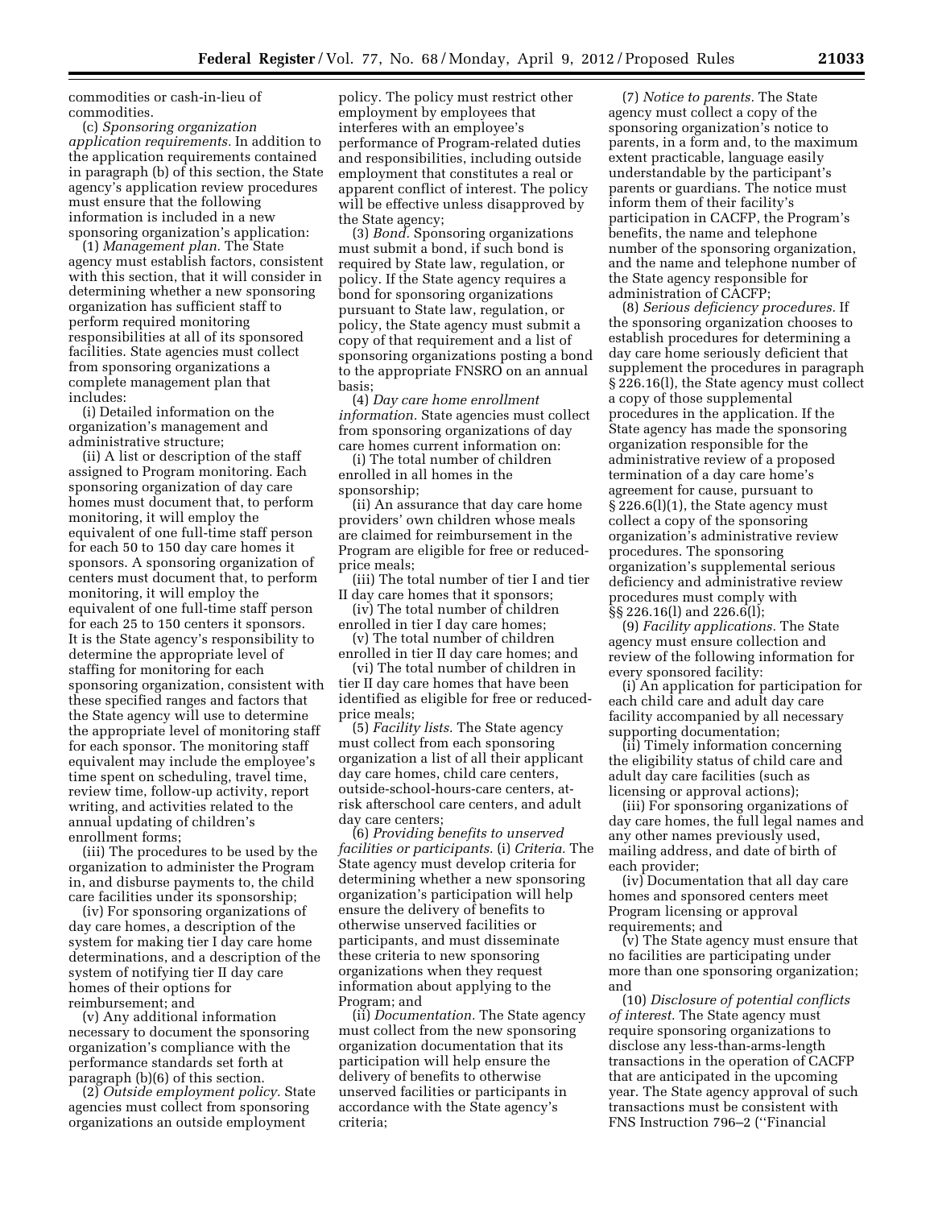commodities or cash-in-lieu of commodities.

(c) *Sponsoring organization application requirements.* In addition to the application requirements contained in paragraph (b) of this section, the State agency's application review procedures must ensure that the following information is included in a new sponsoring organization's application:

(1) *Management plan.* The State agency must establish factors, consistent with this section, that it will consider in determining whether a new sponsoring organization has sufficient staff to perform required monitoring responsibilities at all of its sponsored facilities. State agencies must collect from sponsoring organizations a complete management plan that includes:

(i) Detailed information on the organization's management and administrative structure;

(ii) A list or description of the staff assigned to Program monitoring. Each sponsoring organization of day care homes must document that, to perform monitoring, it will employ the equivalent of one full-time staff person for each 50 to 150 day care homes it sponsors. A sponsoring organization of centers must document that, to perform monitoring, it will employ the equivalent of one full-time staff person for each 25 to 150 centers it sponsors. It is the State agency's responsibility to determine the appropriate level of staffing for monitoring for each sponsoring organization, consistent with these specified ranges and factors that the State agency will use to determine the appropriate level of monitoring staff for each sponsor. The monitoring staff equivalent may include the employee's time spent on scheduling, travel time, review time, follow-up activity, report writing, and activities related to the annual updating of children's enrollment forms;

(iii) The procedures to be used by the organization to administer the Program in, and disburse payments to, the child care facilities under its sponsorship;

(iv) For sponsoring organizations of day care homes, a description of the system for making tier I day care home determinations, and a description of the system of notifying tier II day care homes of their options for reimbursement; and

(v) Any additional information necessary to document the sponsoring organization's compliance with the performance standards set forth at paragraph (b)(6) of this section.

(2) *Outside employment policy.* State agencies must collect from sponsoring organizations an outside employment policy. The policy must restrict other employment by employees that interferes with an employee's performance of Program-related duties and responsibilities, including outside employment that constitutes a real or apparent conflict of interest. The policy will be effective unless disapproved by the State agency;

(3) *Bond.* Sponsoring organizations must submit a bond, if such bond is required by State law, regulation, or policy. If the State agency requires a bond for sponsoring organizations pursuant to State law, regulation, or policy, the State agency must submit a copy of that requirement and a list of sponsoring organizations posting a bond to the appropriate FNSRO on an annual basis;

(4) *Day care home enrollment information.* State agencies must collect from sponsoring organizations of day care homes current information on:

(i) The total number of children enrolled in all homes in the sponsorship;

(ii) An assurance that day care home providers' own children whose meals are claimed for reimbursement in the Program are eligible for free or reduced-price meals;

(iii) The total number of tier I and tier II day care homes that it sponsors;

(iv) The total number of children enrolled in tier I day care homes;

(v) The total number of children enrolled in tier II day care homes; and

(vi) The total number of children in tier II day care homes that have been identified as eligible for free or reduced-price meals;

(5) *Facility lists.* The State agency must collect from each sponsoring organization a list of all their applicant day care homes, child care centers, outside-school-hours-care centers, at-risk afterschool care centers, and adult day care centers;

(6) *Providing benefits to unserved facilities or participants.* (i) *Criteria.* The State agency must develop criteria for determining whether a new sponsoring organization's participation will help ensure the delivery of benefits to otherwise unserved facilities or participants, and must disseminate these criteria to new sponsoring organizations when they request information about applying to the Program; and

(ii) *Documentation.* The State agency must collect from the new sponsoring organization documentation that its participation will help ensure the delivery of benefits to otherwise unserved facilities or participants in accordance with the State agency's criteria;

(7) *Notice to parents.* The State agency must collect a copy of the sponsoring organization's notice to parents, in a form and, to the maximum extent practicable, language easily understandable by the participant's parents or guardians. The notice must inform them of their facility's participation in CACFP, the Program's benefits, the name and telephone number of the sponsoring organization, and the name and telephone number of the State agency responsible for administration of CACFP;

(8) *Serious deficiency procedures.* If the sponsoring organization chooses to establish procedures for determining a day care home seriously deficient that supplement the procedures in paragraph § 226.16(l), the State agency must collect a copy of those supplemental procedures in the application. If the State agency has made the sponsoring organization responsible for the administrative review of a proposed termination of a day care home's agreement for cause, pursuant to § 226.6(l)(1), the State agency must collect a copy of the sponsoring organization's administrative review procedures. The sponsoring organization's supplemental serious deficiency and administrative review procedures must comply with §§ 226.16(l) and 226.6(l);

(9) *Facility applications.* The State agency must ensure collection and review of the following information for every sponsored facility:

(i) An application for participation for each child care and adult day care facility accompanied by all necessary supporting documentation;

(ii) Timely information concerning the eligibility status of child care and adult day care facilities (such as licensing or approval actions);

(iii) For sponsoring organizations of day care homes, the full legal names and any other names previously used, mailing address, and date of birth of each provider;

(iv) Documentation that all day care homes and sponsored centers meet Program licensing or approval requirements; and

(v) The State agency must ensure that no facilities are participating under more than one sponsoring organization; and

(10) *Disclosure of potential conflicts of interest.* The State agency must require sponsoring organizations to disclose any less-than-arms-length transactions in the operation of CACFP that are anticipated in the upcoming year. The State agency approval of such transactions must be consistent with FNS Instruction 796–2 (''Financial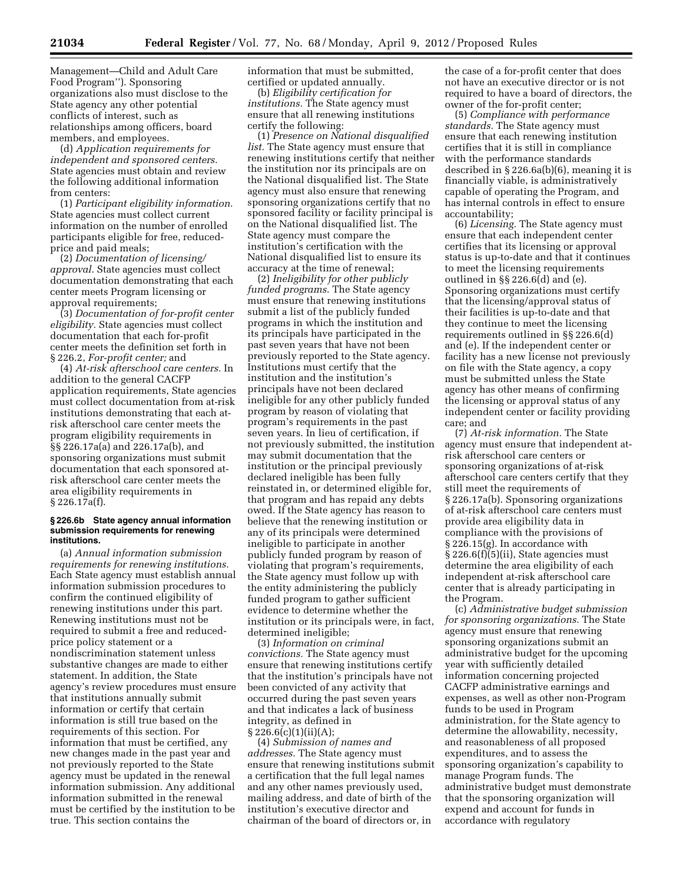Management—Child and Adult Care Food Program''). Sponsoring organizations also must disclose to the State agency any other potential conflicts of interest, such as relationships among officers, board members, and employees.

(d) *Application requirements for independent and sponsored centers.* State agencies must obtain and review the following additional information from centers:

(1) *Participant eligibility information.* State agencies must collect current information on the number of enrolled participants eligible for free, reduced-price and paid meals;

(2) *Documentation of licensing/approval.* State agencies must collect documentation demonstrating that each center meets Program licensing or approval requirements;

(3) *Documentation of for-profit center eligibility.* State agencies must collect documentation that each for-profit center meets the definition set forth in § 226.2, *For-profit center;* and

(4) *At-risk afterschool care centers.* In addition to the general CACFP application requirements, State agencies must collect documentation from at-risk institutions demonstrating that each at-risk afterschool care center meets the program eligibility requirements in §§ 226.17a(a) and 226.17a(b), and sponsoring organizations must submit documentation that each sponsored at-risk afterschool care center meets the area eligibility requirements in § 226.17a(f).

**§ 226.6b State agency annual information submission requirements for renewing institutions.**

(a) *Annual information submission requirements for renewing institutions.* Each State agency must establish annual information submission procedures to confirm the continued eligibility of renewing institutions under this part. Renewing institutions must not be required to submit a free and reduced-price policy statement or a nondiscrimination statement unless substantive changes are made to either statement. In addition, the State agency's review procedures must ensure that institutions annually submit information or certify that certain information is still true based on the requirements of this section. For information that must be certified, any new changes made in the past year and not previously reported to the State agency must be updated in the renewal information submission. Any additional information submitted in the renewal must be certified by the institution to be true. This section contains the information that must be submitted, certified or updated annually.

(b) *Eligibility certification for institutions.* The State agency must ensure that all renewing institutions certify the following:

(1) *Presence on National disqualified list.* The State agency must ensure that renewing institutions certify that neither the institution nor its principals are on the National disqualified list. The State agency must also ensure that renewing sponsoring organizations certify that no sponsored facility or facility principal is on the National disqualified list. The State agency must compare the institution's certification with the National disqualified list to ensure its accuracy at the time of renewal;

(2) *Ineligibility for other publicly funded programs.* The State agency must ensure that renewing institutions submit a list of the publicly funded programs in which the institution and its principals have participated in the past seven years that have not been previously reported to the State agency. Institutions must certify that the institution and the institution's principals have not been declared ineligible for any other publicly funded program by reason of violating that program's requirements in the past seven years. In lieu of certification, if not previously submitted, the institution may submit documentation that the institution or the principal previously declared ineligible has been fully reinstated in, or determined eligible for, that program and has repaid any debts owed. If the State agency has reason to believe that the renewing institution or any of its principals were determined ineligible to participate in another publicly funded program by reason of violating that program's requirements, the State agency must follow up with the entity administering the publicly funded program to gather sufficient evidence to determine whether the institution or its principals were, in fact, determined ineligible;

(3) *Information on criminal convictions.* The State agency must ensure that renewing institutions certify that the institution's principals have not been convicted of any activity that occurred during the past seven years and that indicates a lack of business integrity, as defined in § 226.6(c)(1)(ii)(A);

(4) *Submission of names and addresses.* The State agency must ensure that renewing institutions submit a certification that the full legal names and any other names previously used, mailing address, and date of birth of the institution's executive director and chairman of the board of directors or, in the case of a for-profit center that does not have an executive director or is not required to have a board of directors, the owner of the for-profit center;

(5) *Compliance with performance standards.* The State agency must ensure that each renewing institution certifies that it is still in compliance with the performance standards described in § 226.6a(b)(6), meaning it is financially viable, is administratively capable of operating the Program, and has internal controls in effect to ensure accountability;

(6) *Licensing.* The State agency must ensure that each independent center certifies that its licensing or approval status is up-to-date and that it continues to meet the licensing requirements outlined in §§ 226.6(d) and (e). Sponsoring organizations must certify that the licensing/approval status of their facilities is up-to-date and that they continue to meet the licensing requirements outlined in §§ 226.6(d) and (e). If the independent center or facility has a new license not previously on file with the State agency, a copy must be submitted unless the State agency has other means of confirming the licensing or approval status of any independent center or facility providing care; and

(7) *At-risk information.* The State agency must ensure that independent at-risk afterschool care centers or sponsoring organizations of at-risk afterschool care centers certify that they still meet the requirements of § 226.17a(b). Sponsoring organizations of at-risk afterschool care centers must provide area eligibility data in compliance with the provisions of § 226.15(g). In accordance with § 226.6(f)(5)(ii), State agencies must determine the area eligibility of each independent at-risk afterschool care center that is already participating in the Program.

(c) *Administrative budget submission for sponsoring organizations.* The State agency must ensure that renewing sponsoring organizations submit an administrative budget for the upcoming year with sufficiently detailed information concerning projected CACFP administrative earnings and expenses, as well as other non-Program funds to be used in Program administration, for the State agency to determine the allowability, necessity, and reasonableness of all proposed expenditures, and to assess the sponsoring organization's capability to manage Program funds. The administrative budget must demonstrate that the sponsoring organization will expend and account for funds in accordance with regulatory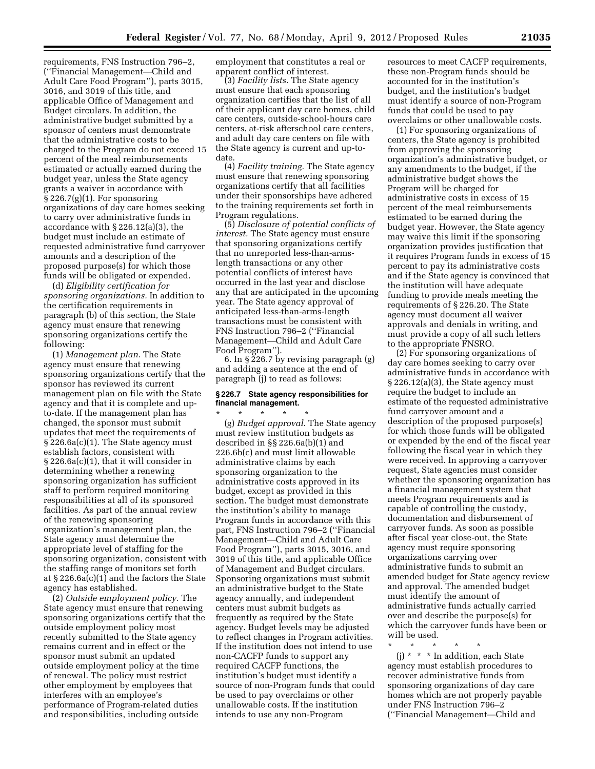requirements, FNS Instruction 796–2, (''Financial Management—Child and Adult Care Food Program''), parts 3015, 3016, and 3019 of this title, and applicable Office of Management and Budget circulars. In addition, the administrative budget submitted by a sponsor of centers must demonstrate that the administrative costs to be charged to the Program do not exceed 15 percent of the meal reimbursements estimated or actually earned during the budget year, unless the State agency grants a waiver in accordance with § 226.7(g)(1). For sponsoring organizations of day care homes seeking to carry over administrative funds in accordance with § 226.12(a)(3), the budget must include an estimate of requested administrative fund carryover amounts and a description of the proposed purpose(s) for which those funds will be obligated or expended.

(d) *Eligibility certification for sponsoring organizations.* In addition to the certification requirements in paragraph (b) of this section, the State agency must ensure that renewing sponsoring organizations certify the following:

(1) *Management plan.* The State agency must ensure that renewing sponsoring organizations certify that the sponsor has reviewed its current management plan on file with the State agency and that it is complete and up-to-date. If the management plan has changed, the sponsor must submit updates that meet the requirements of § 226.6a(c)(1). The State agency must establish factors, consistent with § 226.6a(c)(1), that it will consider in determining whether a renewing sponsoring organization has sufficient staff to perform required monitoring responsibilities at all of its sponsored facilities. As part of the annual review of the renewing sponsoring organization's management plan, the State agency must determine the appropriate level of staffing for the sponsoring organization, consistent with the staffing range of monitors set forth at § 226.6a(c)(1) and the factors the State agency has established.

(2) *Outside employment policy.* The State agency must ensure that renewing sponsoring organizations certify that the outside employment policy most recently submitted to the State agency remains current and in effect or the sponsor must submit an updated outside employment policy at the time of renewal. The policy must restrict other employment by employees that interferes with an employee's performance of Program-related duties and responsibilities, including outside employment that constitutes a real or apparent conflict of interest.

(3) *Facility lists.* The State agency must ensure that each sponsoring organization certifies that the list of all of their applicant day care homes, child care centers, outside-school-hours care centers, at-risk afterschool care centers, and adult day care centers on file with the State agency is current and up-to-date.

(4) *Facility training.* The State agency must ensure that renewing sponsoring organizations certify that all facilities under their sponsorships have adhered to the training requirements set forth in Program regulations.

(5) *Disclosure of potential conflicts of interest.* The State agency must ensure that sponsoring organizations certify that no unreported less-than-arms-length transactions or any other potential conflicts of interest have occurred in the last year and disclose any that are anticipated in the upcoming year. The State agency approval of anticipated less-than-arms-length transactions must be consistent with FNS Instruction 796–2 (''Financial Management—Child and Adult Care Food Program'').

6. In § 226.7 by revising paragraph (g) and adding a sentence at the end of paragraph (j) to read as follows:

**§ 226.7 State agency responsibilities for financial management.**

\* \* \* \* \*

(g) *Budget approval.* The State agency must review institution budgets as described in §§ 226.6a(b)(1) and 226.6b(c) and must limit allowable administrative claims by each sponsoring organization to the administrative costs approved in its budget, except as provided in this section. The budget must demonstrate the institution's ability to manage Program funds in accordance with this part, FNS Instruction 796–2 (''Financial Management—Child and Adult Care Food Program''), parts 3015, 3016, and 3019 of this title, and applicable Office of Management and Budget circulars. Sponsoring organizations must submit an administrative budget to the State agency annually, and independent centers must submit budgets as frequently as required by the State agency. Budget levels may be adjusted to reflect changes in Program activities. If the institution does not intend to use non-CACFP funds to support any required CACFP functions, the institution's budget must identify a source of non-Program funds that could be used to pay overclaims or other unallowable costs. If the institution intends to use any non-Program resources to meet CACFP requirements, these non-Program funds should be accounted for in the institution's budget, and the institution's budget must identify a source of non-Program funds that could be used to pay overclaims or other unallowable costs.

(1) For sponsoring organizations of centers, the State agency is prohibited from approving the sponsoring organization's administrative budget, or any amendments to the budget, if the administrative budget shows the Program will be charged for administrative costs in excess of 15 percent of the meal reimbursements estimated to be earned during the budget year. However, the State agency may waive this limit if the sponsoring organization provides justification that it requires Program funds in excess of 15 percent to pay its administrative costs and if the State agency is convinced that the institution will have adequate funding to provide meals meeting the requirements of § 226.20. The State agency must document all waiver approvals and denials in writing, and must provide a copy of all such letters to the appropriate FNSRO.

(2) For sponsoring organizations of day care homes seeking to carry over administrative funds in accordance with § 226.12(a)(3), the State agency must require the budget to include an estimate of the requested administrative fund carryover amount and a description of the proposed purpose(s) for which those funds will be obligated or expended by the end of the fiscal year following the fiscal year in which they were received. In approving a carryover request, State agencies must consider whether the sponsoring organization has a financial management system that meets Program requirements and is capable of controlling the custody, documentation and disbursement of carryover funds. As soon as possible after fiscal year close-out, the State agency must require sponsoring organizations carrying over administrative funds to submit an amended budget for State agency review and approval. The amended budget must identify the amount of administrative funds actually carried over and describe the purpose(s) for which the carryover funds have been or will be used.

\* \* \* \* \*

(j) \* \* \* In addition, each State agency must establish procedures to recover administrative funds from sponsoring organizations of day care homes which are not properly payable under FNS Instruction 796–2 (''Financial Management—Child and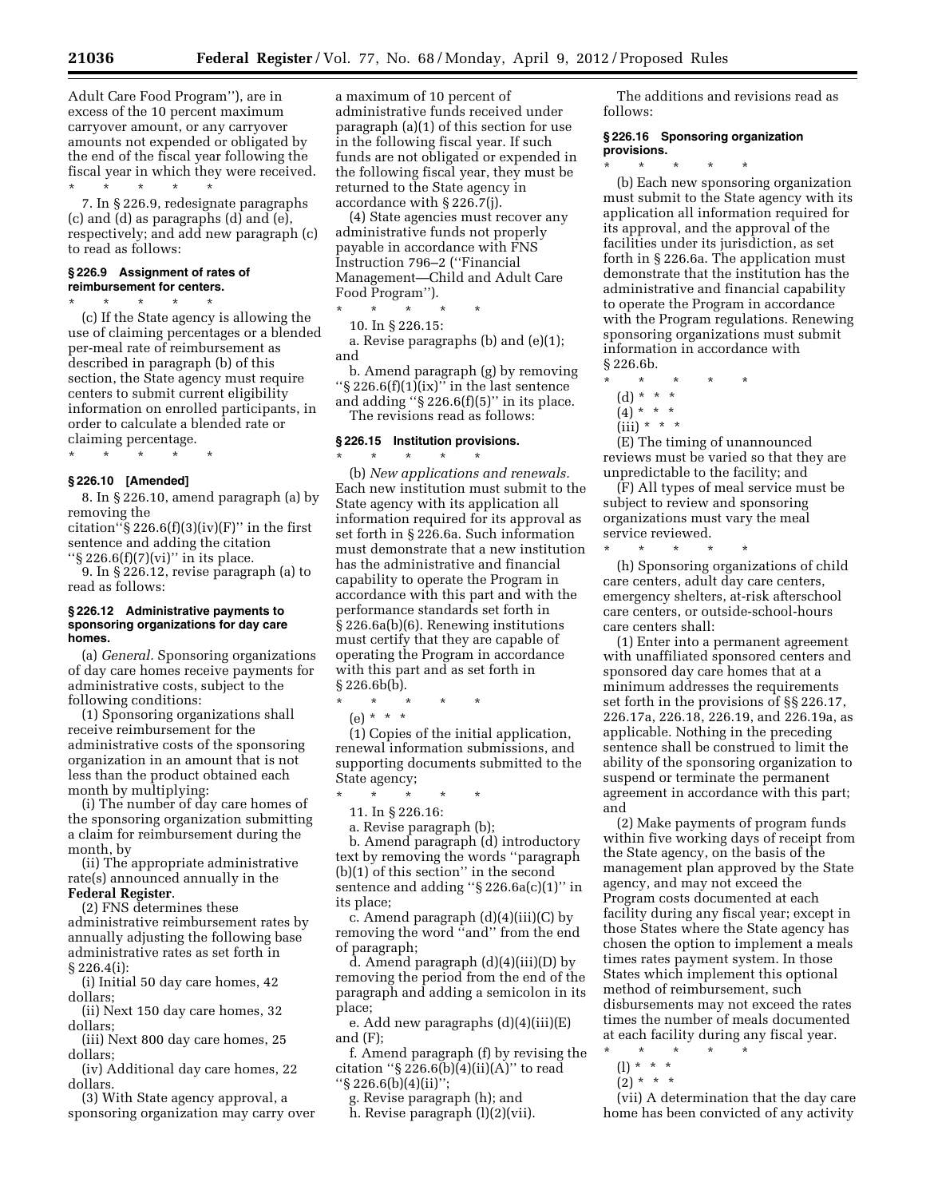Adult Care Food Program''), are in excess of the 10 percent maximum carryover amount, or any carryover amounts not expended or obligated by the end of the fiscal year following the fiscal year in which they were received.

\* \* \* \* \*

7. In § 226.9, redesignate paragraphs (c) and (d) as paragraphs (d) and (e), respectively; and add new paragraph (c) to read as follows:

### § 226.9 Assignment of rates of reimbursement for centers.

\* \* \* \* \*

(c) If the State agency is allowing the use of claiming percentages or a blended per-meal rate of reimbursement as described in paragraph (b) of this section, the State agency must require centers to submit current eligibility information on enrolled participants, in order to calculate a blended rate or claiming percentage.

\* \* \* \* \*

### § 226.10 [Amended]

8. In § 226.10, amend paragraph (a) by removing the citation''§ 226.6(f)(3)(iv)(F)'' in the first sentence and adding the citation ''§ 226.6(f)(7)(vi)'' in its place.

9. In § 226.12, revise paragraph (a) to read as follows:

### § 226.12 Administrative payments to sponsoring organizations for day care homes.

(a) *General.* Sponsoring organizations of day care homes receive payments for administrative costs, subject to the following conditions:

(1) Sponsoring organizations shall receive reimbursement for the administrative costs of the sponsoring organization in an amount that is not less than the product obtained each month by multiplying:

(i) The number of day care homes of the sponsoring organization submitting a claim for reimbursement during the month, by

(ii) The appropriate administrative rate(s) announced annually in the **Federal Register**.

(2) FNS determines these administrative reimbursement rates by annually adjusting the following base administrative rates as set forth in § 226.4(i):

(i) Initial 50 day care homes, 42 dollars;

(ii) Next 150 day care homes, 32 dollars;

(iii) Next 800 day care homes, 25 dollars;

(iv) Additional day care homes, 22 dollars.

(3) With State agency approval, a sponsoring organization may carry over a maximum of 10 percent of administrative funds received under paragraph (a)(1) of this section for use in the following fiscal year. If such funds are not obligated or expended in the following fiscal year, they must be returned to the State agency in accordance with § 226.7(j).

(4) State agencies must recover any administrative funds not properly payable in accordance with FNS Instruction 796–2 (''Financial Management—Child and Adult Care Food Program'').

\* \* \* \* \*

10. In § 226.15:

a. Revise paragraphs (b) and (e)(1); and

b. Amend paragraph (g) by removing ''§ 226.6(f)(1)(ix)'' in the last sentence and adding ''§ 226.6(f)(5)'' in its place.

The revisions read as follows:

### § 226.15 Institution provisions.

\* \* \* \* \*

(b) *New applications and renewals.* Each new institution must submit to the State agency with its application all information required for its approval as set forth in § 226.6a. Such information must demonstrate that a new institution has the administrative and financial capability to operate the Program in accordance with this part and with the performance standards set forth in § 226.6a(b)(6). Renewing institutions must certify that they are capable of operating the Program in accordance with this part and as set forth in § 226.6b(b).

\* \* \* \* \*

(e) \* \* \*

(1) Copies of the initial application, renewal information submissions, and supporting documents submitted to the State agency;

\* \* \* \* \*

11. In § 226.16:

a. Revise paragraph (b);

b. Amend paragraph (d) introductory text by removing the words ''paragraph (b)(1) of this section'' in the second sentence and adding ''§ 226.6a(c)(1)'' in its place;

c. Amend paragraph (d)(4)(iii)(C) by removing the word ''and'' from the end of paragraph;

d. Amend paragraph (d)(4)(iii)(D) by removing the period from the end of the paragraph and adding a semicolon in its place;

e. Add new paragraphs (d)(4)(iii)(E) and (F);

f. Amend paragraph (f) by revising the citation ''§ 226.6(b)(4)(ii)(A)'' to read ''§ 226.6(b)(4)(ii)'';

g. Revise paragraph (h); and

h. Revise paragraph (l)(2)(vii).

The additions and revisions read as follows:

### § 226.16 Sponsoring organization provisions.

\* \* \* \* \*

(b) Each new sponsoring organization must submit to the State agency with its application all information required for its approval, and the approval of the facilities under its jurisdiction, as set forth in § 226.6a. The application must demonstrate that the institution has the administrative and financial capability to operate the Program in accordance with the Program regulations. Renewing sponsoring organizations must submit information in accordance with § 226.6b.

\* \* \* \* \*

(d) \* \* \*

(4) \* \* \*

(iii) \* \* \*

(E) The timing of unannounced reviews must be varied so that they are unpredictable to the facility; and

(F) All types of meal service must be subject to review and sponsoring organizations must vary the meal service reviewed.

\* \* \* \* \*

(h) Sponsoring organizations of child care centers, adult day care centers, emergency shelters, at-risk afterschool care centers, or outside-school-hours care centers shall:

(1) Enter into a permanent agreement with unaffiliated sponsored centers and sponsored day care homes that at a minimum addresses the requirements set forth in the provisions of §§ 226.17, 226.17a, 226.18, 226.19, and 226.19a, as applicable. Nothing in the preceding sentence shall be construed to limit the ability of the sponsoring organization to suspend or terminate the permanent agreement in accordance with this part; and

(2) Make payments of program funds within five working days of receipt from the State agency, on the basis of the management plan approved by the State agency, and may not exceed the Program costs documented at each facility during any fiscal year; except in those States where the State agency has chosen the option to implement a meals times rates payment system. In those States which implement this optional method of reimbursement, such disbursements may not exceed the rates times the number of meals documented at each facility during any fiscal year.

\* \* \* \* \*

(l) \* \* \*

(2) \* \* \*

(vii) A determination that the day care home has been convicted of any activity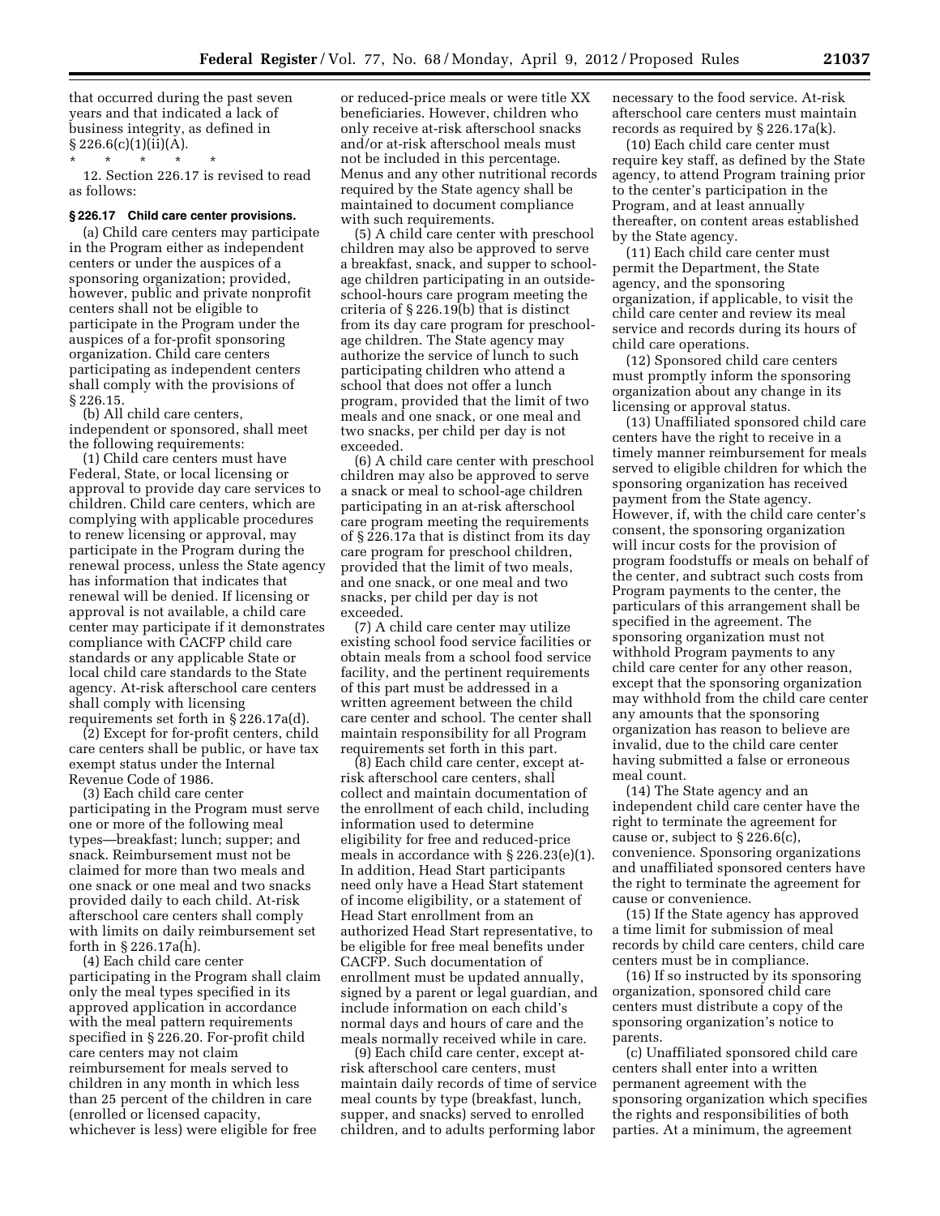that occurred during the past seven years and that indicated a lack of business integrity, as defined in § 226.6(c)(1)(ii)(A).

\* \* \* \* \*

12. Section 226.17 is revised to read as follows:

### § 226.17 Child care center provisions.

(a) Child care centers may participate in the Program either as independent centers or under the auspices of a sponsoring organization; provided, however, public and private nonprofit centers shall not be eligible to participate in the Program under the auspices of a for-profit sponsoring organization. Child care centers participating as independent centers shall comply with the provisions of § 226.15.

(b) All child care centers, independent or sponsored, shall meet the following requirements:

(1) Child care centers must have Federal, State, or local licensing or approval to provide day care services to children. Child care centers, which are complying with applicable procedures to renew licensing or approval, may participate in the Program during the renewal process, unless the State agency has information that indicates that renewal will be denied. If licensing or approval is not available, a child care center may participate if it demonstrates compliance with CACFP child care standards or any applicable State or local child care standards to the State agency. At-risk afterschool care centers shall comply with licensing requirements set forth in § 226.17a(d).

(2) Except for for-profit centers, child care centers shall be public, or have tax exempt status under the Internal Revenue Code of 1986.

(3) Each child care center participating in the Program must serve one or more of the following meal types—breakfast; lunch; supper; and snack. Reimbursement must not be claimed for more than two meals and one snack or one meal and two snacks provided daily to each child. At-risk afterschool care centers shall comply with limits on daily reimbursement set forth in § 226.17a(h).

(4) Each child care center participating in the Program shall claim only the meal types specified in its approved application in accordance with the meal pattern requirements specified in § 226.20. For-profit child care centers may not claim reimbursement for meals served to children in any month in which less than 25 percent of the children in care (enrolled or licensed capacity, whichever is less) were eligible for free or reduced-price meals or were title XX beneficiaries. However, children who only receive at-risk afterschool snacks and/or at-risk afterschool meals must not be included in this percentage. Menus and any other nutritional records required by the State agency shall be maintained to document compliance with such requirements.

(5) A child care center with preschool children may also be approved to serve a breakfast, snack, and supper to school-age children participating in an outside-school-hours care program meeting the criteria of § 226.19(b) that is distinct from its day care program for preschool-age children. The State agency may authorize the service of lunch to such participating children who attend a school that does not offer a lunch program, provided that the limit of two meals and one snack, or one meal and two snacks, per child per day is not exceeded.

(6) A child care center with preschool children may also be approved to serve a snack or meal to school-age children participating in an at-risk afterschool care program meeting the requirements of § 226.17a that is distinct from its day care program for preschool children, provided that the limit of two meals, and one snack, or one meal and two snacks, per child per day is not exceeded.

(7) A child care center may utilize existing school food service facilities or obtain meals from a school food service facility, and the pertinent requirements of this part must be addressed in a written agreement between the child care center and school. The center shall maintain responsibility for all Program requirements set forth in this part.

(8) Each child care center, except at-risk afterschool care centers, shall collect and maintain documentation of the enrollment of each child, including information used to determine eligibility for free and reduced-price meals in accordance with § 226.23(e)(1). In addition, Head Start participants need only have a Head Start statement of income eligibility, or a statement of Head Start enrollment from an authorized Head Start representative, to be eligible for free meal benefits under CACFP. Such documentation of enrollment must be updated annually, signed by a parent or legal guardian, and include information on each child's normal days and hours of care and the meals normally received while in care.

(9) Each child care center, except at-risk afterschool care centers, must maintain daily records of time of service meal counts by type (breakfast, lunch, supper, and snacks) served to enrolled children, and to adults performing labor necessary to the food service. At-risk afterschool care centers must maintain records as required by § 226.17a(k).

(10) Each child care center must require key staff, as defined by the State agency, to attend Program training prior to the center's participation in the Program, and at least annually thereafter, on content areas established by the State agency.

(11) Each child care center must permit the Department, the State agency, and the sponsoring organization, if applicable, to visit the child care center and review its meal service and records during its hours of child care operations.

(12) Sponsored child care centers must promptly inform the sponsoring organization about any change in its licensing or approval status.

(13) Unaffiliated sponsored child care centers have the right to receive in a timely manner reimbursement for meals served to eligible children for which the sponsoring organization has received payment from the State agency. However, if, with the child care center's consent, the sponsoring organization will incur costs for the provision of program foodstuffs or meals on behalf of the center, and subtract such costs from Program payments to the center, the particulars of this arrangement shall be specified in the agreement. The sponsoring organization must not withhold Program payments to any child care center for any other reason, except that the sponsoring organization may withhold from the child care center any amounts that the sponsoring organization has reason to believe are invalid, due to the child care center having submitted a false or erroneous meal count.

(14) The State agency and an independent child care center have the right to terminate the agreement for cause or, subject to § 226.6(c), convenience. Sponsoring organizations and unaffiliated sponsored centers have the right to terminate the agreement for cause or convenience.

(15) If the State agency has approved a time limit for submission of meal records by child care centers, child care centers must be in compliance.

(16) If so instructed by its sponsoring organization, sponsored child care centers must distribute a copy of the sponsoring organization's notice to parents.

(c) Unaffiliated sponsored child care centers shall enter into a written permanent agreement with the sponsoring organization which specifies the rights and responsibilities of both parties. At a minimum, the agreement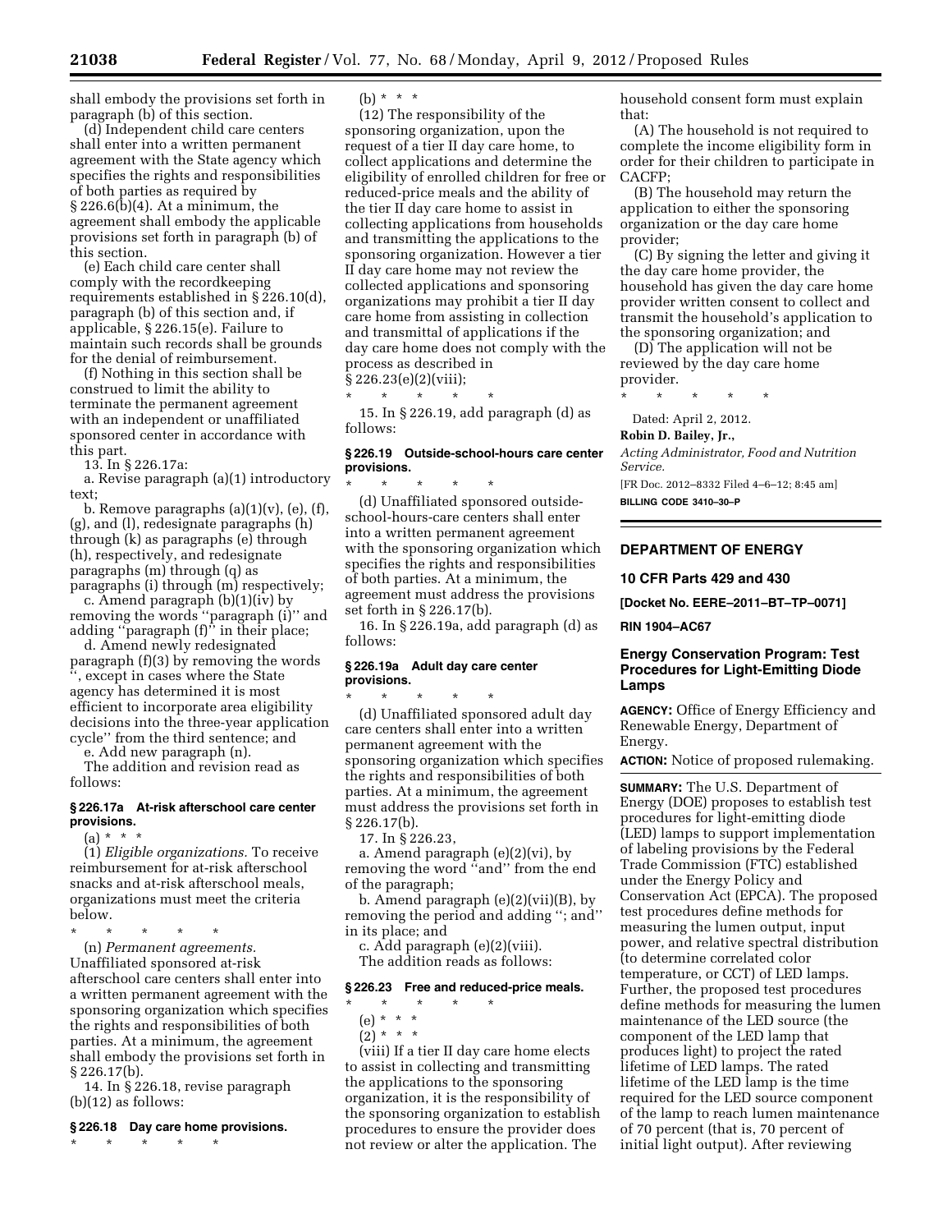shall embody the provisions set forth in paragraph (b) of this section.

(d) Independent child care centers shall enter into a written permanent agreement with the State agency which specifies the rights and responsibilities of both parties as required by § 226.6(b)(4). At a minimum, the agreement shall embody the applicable provisions set forth in paragraph (b) of this section.

(e) Each child care center shall comply with the recordkeeping requirements established in § 226.10(d), paragraph (b) of this section and, if applicable, § 226.15(e). Failure to maintain such records shall be grounds for the denial of reimbursement.

(f) Nothing in this section shall be construed to limit the ability to terminate the permanent agreement with an independent or unaffiliated sponsored center in accordance with this part.

13. In § 226.17a:

a. Revise paragraph (a)(1) introductory text;

b. Remove paragraphs (a)(1)(v), (e), (f), (g), and (l), redesignate paragraphs (h) through (k) as paragraphs (e) through (h), respectively, and redesignate paragraphs (m) through (q) as paragraphs (i) through (m) respectively;

c. Amend paragraph (b)(1)(iv) by removing the words ''paragraph (i)'' and adding ''paragraph (f)'' in their place;

d. Amend newly redesignated paragraph (f)(3) by removing the words '', except in cases where the State agency has determined it is most efficient to incorporate area eligibility decisions into the three-year application cycle'' from the third sentence; and

e. Add new paragraph (n).

The addition and revision read as follows:

### § 226.17a At-risk afterschool care center provisions.

(a) * * *

(1) *Eligible organizations.* To receive reimbursement for at-risk afterschool snacks and at-risk afterschool meals, organizations must meet the criteria below.

\* \* \* \* \*

(n) *Permanent agreements.* Unaffiliated sponsored at-risk afterschool care centers shall enter into a written permanent agreement with the sponsoring organization which specifies the rights and responsibilities of both parties. At a minimum, the agreement shall embody the provisions set forth in § 226.17(b).

14. In § 226.18, revise paragraph (b)(12) as follows:

### § 226.18 Day care home provisions.

\* \* \* \* \*

(b) * * *

(12) The responsibility of the sponsoring organization, upon the request of a tier II day care home, to collect applications and determine the eligibility of enrolled children for free or reduced-price meals and the ability of the tier II day care home to assist in collecting applications from households and transmitting the applications to the sponsoring organization. However a tier II day care home may not review the collected applications and sponsoring organizations may prohibit a tier II day care home from assisting in collection and transmittal of applications if the day care home does not comply with the process as described in § 226.23(e)(2)(viii);

\* \* \* \* \*

15. In § 226.19, add paragraph (d) as follows:

### § 226.19 Outside-school-hours care center provisions.

\* \* \* \* \*

(d) Unaffiliated sponsored outside-school-hours-care centers shall enter into a written permanent agreement with the sponsoring organization which specifies the rights and responsibilities of both parties. At a minimum, the agreement must address the provisions set forth in § 226.17(b).

16. In § 226.19a, add paragraph (d) as follows:

### § 226.19a Adult day care center provisions.

\* \* \* \* \*

(d) Unaffiliated sponsored adult day care centers shall enter into a written permanent agreement with the sponsoring organization which specifies the rights and responsibilities of both parties. At a minimum, the agreement must address the provisions set forth in § 226.17(b).

17. In § 226.23,

a. Amend paragraph (e)(2)(vi), by removing the word ''and'' from the end of the paragraph;

b. Amend paragraph (e)(2)(vii)(B), by removing the period and adding ''; and'' in its place; and

c. Add paragraph (e)(2)(viii).

The addition reads as follows:

### § 226.23 Free and reduced-price meals.

\* \* \* \* \*

(e) * * *

(2) * * *

(viii) If a tier II day care home elects to assist in collecting and transmitting the applications to the sponsoring organization, it is the responsibility of the sponsoring organization to establish procedures to ensure the provider does not review or alter the application. The household consent form must explain that:

(A) The household is not required to complete the income eligibility form in order for their children to participate in CACFP;

(B) The household may return the application to either the sponsoring organization or the day care home provider;

(C) By signing the letter and giving it the day care home provider, the household has given the day care home provider written consent to collect and transmit the household's application to the sponsoring organization; and

(D) The application will not be reviewed by the day care home provider.

\* \* \* \* \*

Dated: April 2, 2012.

**Robin D. Bailey, Jr.,**

*Acting Administrator, Food and Nutrition Service.*

[FR Doc. 2012–8332 Filed 4–6–12; 8:45 am]

**BILLING CODE 3410–30–P**

## DEPARTMENT OF ENERGY

### 10 CFR Parts 429 and 430

**[Docket No. EERE–2011–BT–TP–0071]**

**RIN 1904–AC67**

## Energy Conservation Program: Test Procedures for Light-Emitting Diode Lamps

**AGENCY:** Office of Energy Efficiency and Renewable Energy, Department of Energy.

**ACTION:** Notice of proposed rulemaking.

**SUMMARY:** The U.S. Department of Energy (DOE) proposes to establish test procedures for light-emitting diode (LED) lamps to support implementation of labeling provisions by the Federal Trade Commission (FTC) established under the Energy Policy and Conservation Act (EPCA). The proposed test procedures define methods for measuring the lumen output, input power, and relative spectral distribution (to determine correlated color temperature, or CCT) of LED lamps. Further, the proposed test procedures define methods for measuring the lumen maintenance of the LED source (the component of the LED lamp that produces light) to project the rated lifetime of LED lamps. The rated lifetime of the LED lamp is the time required for the LED source component of the lamp to reach lumen maintenance of 70 percent (that is, 70 percent of initial light output). After reviewing